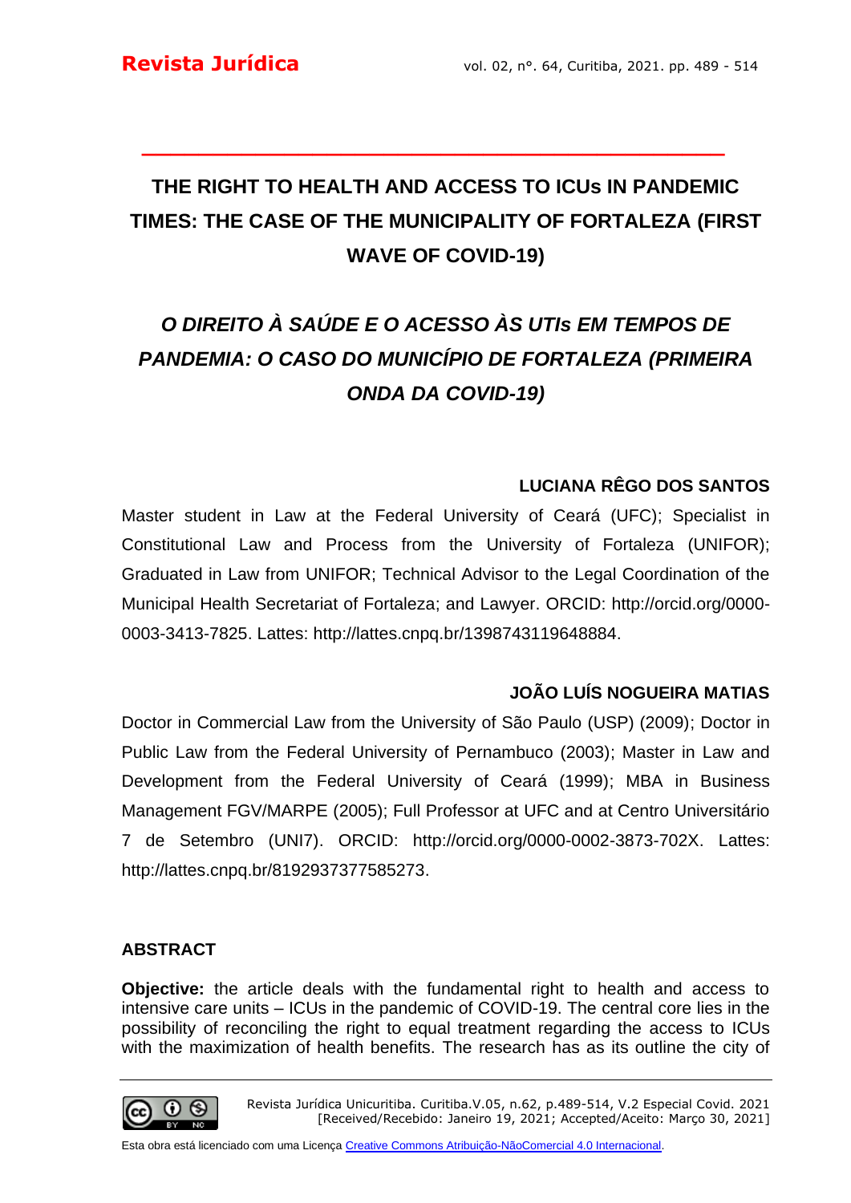# THE RIGHT TO HEALTH AND ACCESS TO ICUs IN PANDEMIC TIMES: THE CASE OF THE MUNICIPALITY OF FORTALEZA (FIRST WAVE OF COVID-19)

## *O DIREITO À SAÚDE E O ACESSO ÀS UTIs EM TEMPOS DE PANDEMIA: O CASO DO MUNICÍPIO DE FORTALEZA (PRIMEIRA ONDA DA COVID-19)*

**LUCIANA RÊGO DOS SANTOS**

Master student in Law at the Federal University of Ceará (UFC); Specialist in Constitutional Law and Process from the University of Fortaleza (UNIFOR); Graduated in Law from UNIFOR; Technical Advisor to the Legal Coordination of the Municipal Health Secretariat of Fortaleza; and Lawyer. ORCID: http://orcid.org/0000-0003-3413-7825. Lattes: http://lattes.cnpq.br/1398743119648884.

**JOÃO LUÍS NOGUEIRA MATIAS**

Doctor in Commercial Law from the University of São Paulo (USP) (2009); Doctor in Public Law from the Federal University of Pernambuco (2003); Master in Law and Development from the Federal University of Ceará (1999); MBA in Business Management FGV/MARPE (2005); Full Professor at UFC and at Centro Universitário 7 de Setembro (UNI7). ORCID: http://orcid.org/0000-0002-3873-702X. Lattes: http://lattes.cnpq.br/8192937377585273.

**ABSTRACT**

**Objective:** the article deals with the fundamental right to health and access to intensive care units – ICUs in the pandemic of COVID-19. The central core lies in the possibility of reconciling the right to equal treatment regarding the access to ICUs with the maximization of health benefits. The research has as its outline the city of

Revista Jurídica Unicuritiba. Curitiba.V.05, n.62, p.489-514, V.2 Especial Covid. 2021
[Received/Recebido: Janeiro 19, 2021; Accepted/Aceito: Março 30, 2021]

Esta obra está licenciado com uma Licença Creative Commons Atribuição-NãoComercial 4.0 Internacional.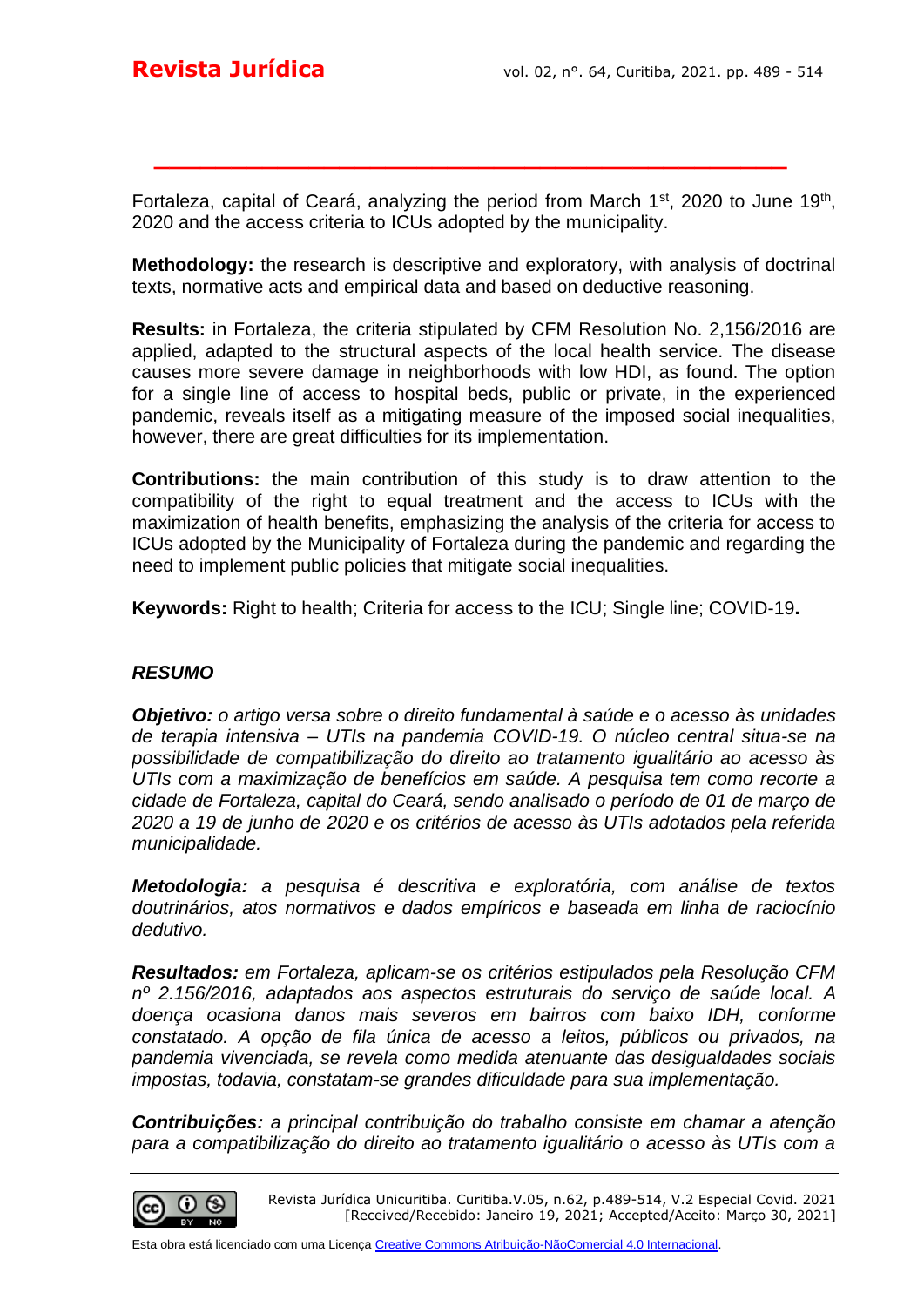Fortaleza, capital of Ceará, analyzing the period from March 1st, 2020 to June 19th, 2020 and the access criteria to ICUs adopted by the municipality.

**Methodology:** the research is descriptive and exploratory, with analysis of doctrinal texts, normative acts and empirical data and based on deductive reasoning.

**Results:** in Fortaleza, the criteria stipulated by CFM Resolution No. 2,156/2016 are applied, adapted to the structural aspects of the local health service. The disease causes more severe damage in neighborhoods with low HDI, as found. The option for a single line of access to hospital beds, public or private, in the experienced pandemic, reveals itself as a mitigating measure of the imposed social inequalities, however, there are great difficulties for its implementation.

**Contributions:** the main contribution of this study is to draw attention to the compatibility of the right to equal treatment and the access to ICUs with the maximization of health benefits, emphasizing the analysis of the criteria for access to ICUs adopted by the Municipality of Fortaleza during the pandemic and regarding the need to implement public policies that mitigate social inequalities.

**Keywords:** Right to health; Criteria for access to the ICU; Single line; COVID-19**.**

## *RESUMO*

***Objetivo:*** *o artigo versa sobre o direito fundamental à saúde e o acesso às unidades de terapia intensiva – UTIs na pandemia COVID-19. O núcleo central situa-se na possibilidade de compatibilização do direito ao tratamento igualitário ao acesso às UTIs com a maximização de benefícios em saúde. A pesquisa tem como recorte a cidade de Fortaleza, capital do Ceará, sendo analisado o período de 01 de março de 2020 a 19 de junho de 2020 e os critérios de acesso às UTIs adotados pela referida municipalidade.*

***Metodologia:*** *a pesquisa é descritiva e exploratória, com análise de textos doutrinários, atos normativos e dados empíricos e baseada em linha de raciocínio dedutivo.*

***Resultados:*** *em Fortaleza, aplicam-se os critérios estipulados pela Resolução CFM nº 2.156/2016, adaptados aos aspectos estruturais do serviço de saúde local. A doença ocasiona danos mais severos em bairros com baixo IDH, conforme constatado. A opção de fila única de acesso a leitos, públicos ou privados, na pandemia vivenciada, se revela como medida atenuante das desigualdades sociais impostas, todavia, constatam-se grandes dificuldade para sua implementação.*

***Contribuições:*** *a principal contribuição do trabalho consiste em chamar a atenção para a compatibilização do direito ao tratamento igualitário o acesso às UTIs com a*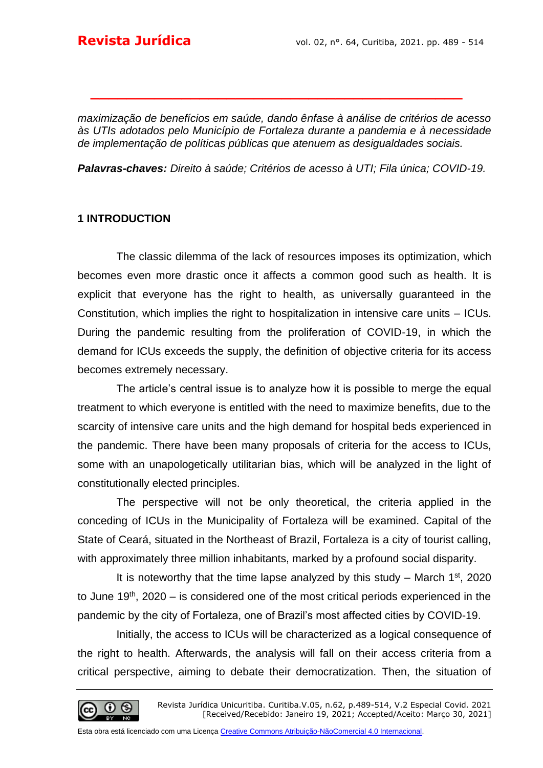*maximização de benefícios em saúde, dando ênfase à análise de critérios de acesso às UTIs adotados pelo Município de Fortaleza durante a pandemia e à necessidade de implementação de políticas públicas que atenuem as desigualdades sociais.*

***Palavras-chaves:*** *Direito à saúde; Critérios de acesso à UTI; Fila única; COVID-19.*

## 1 INTRODUCTION

The classic dilemma of the lack of resources imposes its optimization, which becomes even more drastic once it affects a common good such as health. It is explicit that everyone has the right to health, as universally guaranteed in the Constitution, which implies the right to hospitalization in intensive care units – ICUs. During the pandemic resulting from the proliferation of COVID-19, in which the demand for ICUs exceeds the supply, the definition of objective criteria for its access becomes extremely necessary.

The article's central issue is to analyze how it is possible to merge the equal treatment to which everyone is entitled with the need to maximize benefits, due to the scarcity of intensive care units and the high demand for hospital beds experienced in the pandemic. There have been many proposals of criteria for the access to ICUs, some with an unapologetically utilitarian bias, which will be analyzed in the light of constitutionally elected principles.

The perspective will not be only theoretical, the criteria applied in the conceding of ICUs in the Municipality of Fortaleza will be examined. Capital of the State of Ceará, situated in the Northeast of Brazil, Fortaleza is a city of tourist calling, with approximately three million inhabitants, marked by a profound social disparity.

It is noteworthy that the time lapse analyzed by this study – March 1st, 2020 to June 19th, 2020 – is considered one of the most critical periods experienced in the pandemic by the city of Fortaleza, one of Brazil's most affected cities by COVID-19.

Initially, the access to ICUs will be characterized as a logical consequence of the right to health. Afterwards, the analysis will fall on their access criteria from a critical perspective, aiming to debate their democratization. Then, the situation of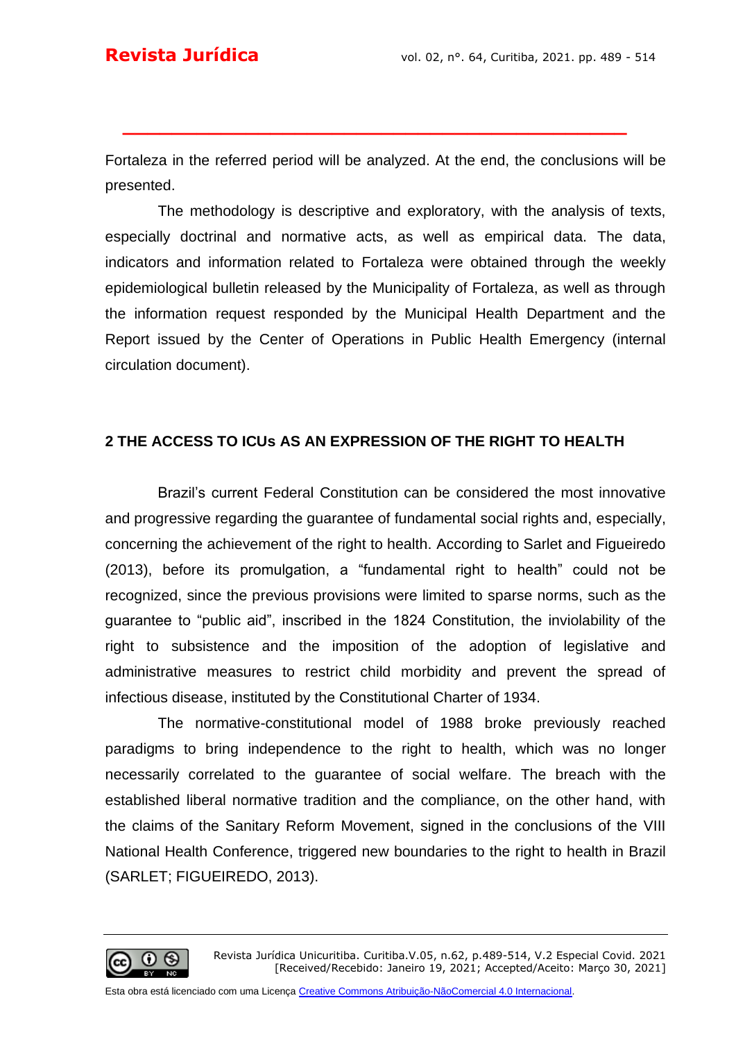Fortaleza in the referred period will be analyzed. At the end, the conclusions will be presented.

The methodology is descriptive and exploratory, with the analysis of texts, especially doctrinal and normative acts, as well as empirical data. The data, indicators and information related to Fortaleza were obtained through the weekly epidemiological bulletin released by the Municipality of Fortaleza, as well as through the information request responded by the Municipal Health Department and the Report issued by the Center of Operations in Public Health Emergency (internal circulation document).

## 2 THE ACCESS TO ICUs AS AN EXPRESSION OF THE RIGHT TO HEALTH

Brazil's current Federal Constitution can be considered the most innovative and progressive regarding the guarantee of fundamental social rights and, especially, concerning the achievement of the right to health. According to Sarlet and Figueiredo (2013), before its promulgation, a "fundamental right to health" could not be recognized, since the previous provisions were limited to sparse norms, such as the guarantee to "public aid", inscribed in the 1824 Constitution, the inviolability of the right to subsistence and the imposition of the adoption of legislative and administrative measures to restrict child morbidity and prevent the spread of infectious disease, instituted by the Constitutional Charter of 1934.

The normative-constitutional model of 1988 broke previously reached paradigms to bring independence to the right to health, which was no longer necessarily correlated to the guarantee of social welfare. The breach with the established liberal normative tradition and the compliance, on the other hand, with the claims of the Sanitary Reform Movement, signed in the conclusions of the VIII National Health Conference, triggered new boundaries to the right to health in Brazil (SARLET; FIGUEIREDO, 2013).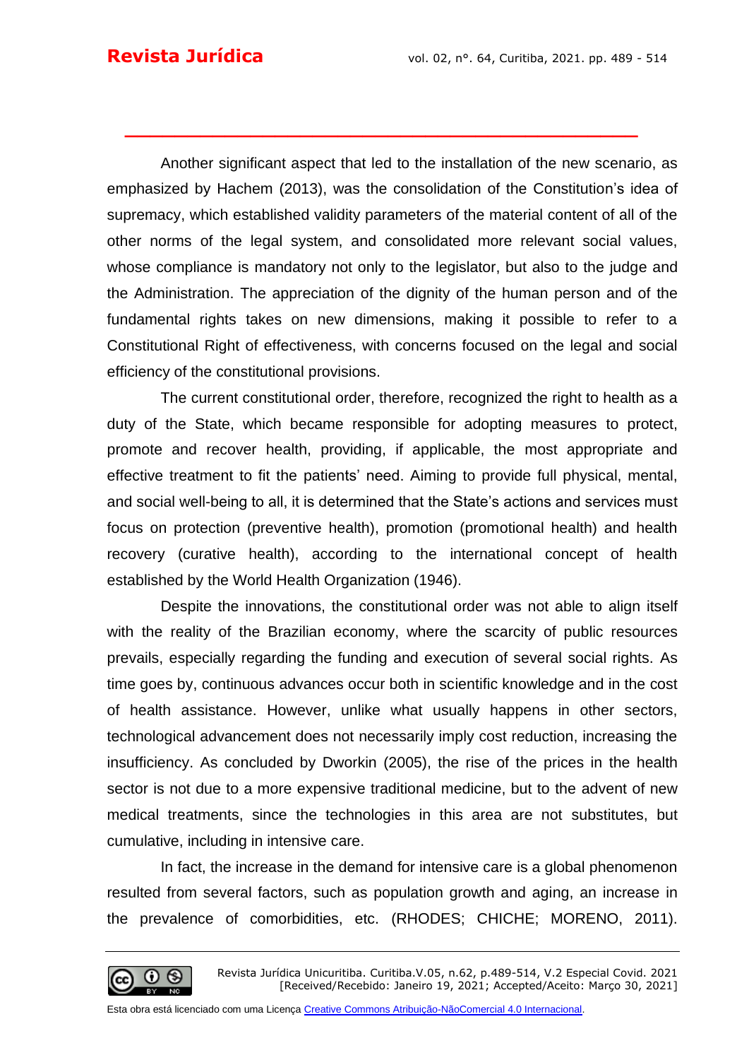Another significant aspect that led to the installation of the new scenario, as emphasized by Hachem (2013), was the consolidation of the Constitution's idea of supremacy, which established validity parameters of the material content of all of the other norms of the legal system, and consolidated more relevant social values, whose compliance is mandatory not only to the legislator, but also to the judge and the Administration. The appreciation of the dignity of the human person and of the fundamental rights takes on new dimensions, making it possible to refer to a Constitutional Right of effectiveness, with concerns focused on the legal and social efficiency of the constitutional provisions.

The current constitutional order, therefore, recognized the right to health as a duty of the State, which became responsible for adopting measures to protect, promote and recover health, providing, if applicable, the most appropriate and effective treatment to fit the patients' need. Aiming to provide full physical, mental, and social well-being to all, it is determined that the State's actions and services must focus on protection (preventive health), promotion (promotional health) and health recovery (curative health), according to the international concept of health established by the World Health Organization (1946).

Despite the innovations, the constitutional order was not able to align itself with the reality of the Brazilian economy, where the scarcity of public resources prevails, especially regarding the funding and execution of several social rights. As time goes by, continuous advances occur both in scientific knowledge and in the cost of health assistance. However, unlike what usually happens in other sectors, technological advancement does not necessarily imply cost reduction, increasing the insufficiency. As concluded by Dworkin (2005), the rise of the prices in the health sector is not due to a more expensive traditional medicine, but to the advent of new medical treatments, since the technologies in this area are not substitutes, but cumulative, including in intensive care.

In fact, the increase in the demand for intensive care is a global phenomenon resulted from several factors, such as population growth and aging, an increase in the prevalence of comorbidities, etc. (RHODES; CHICHE; MORENO, 2011).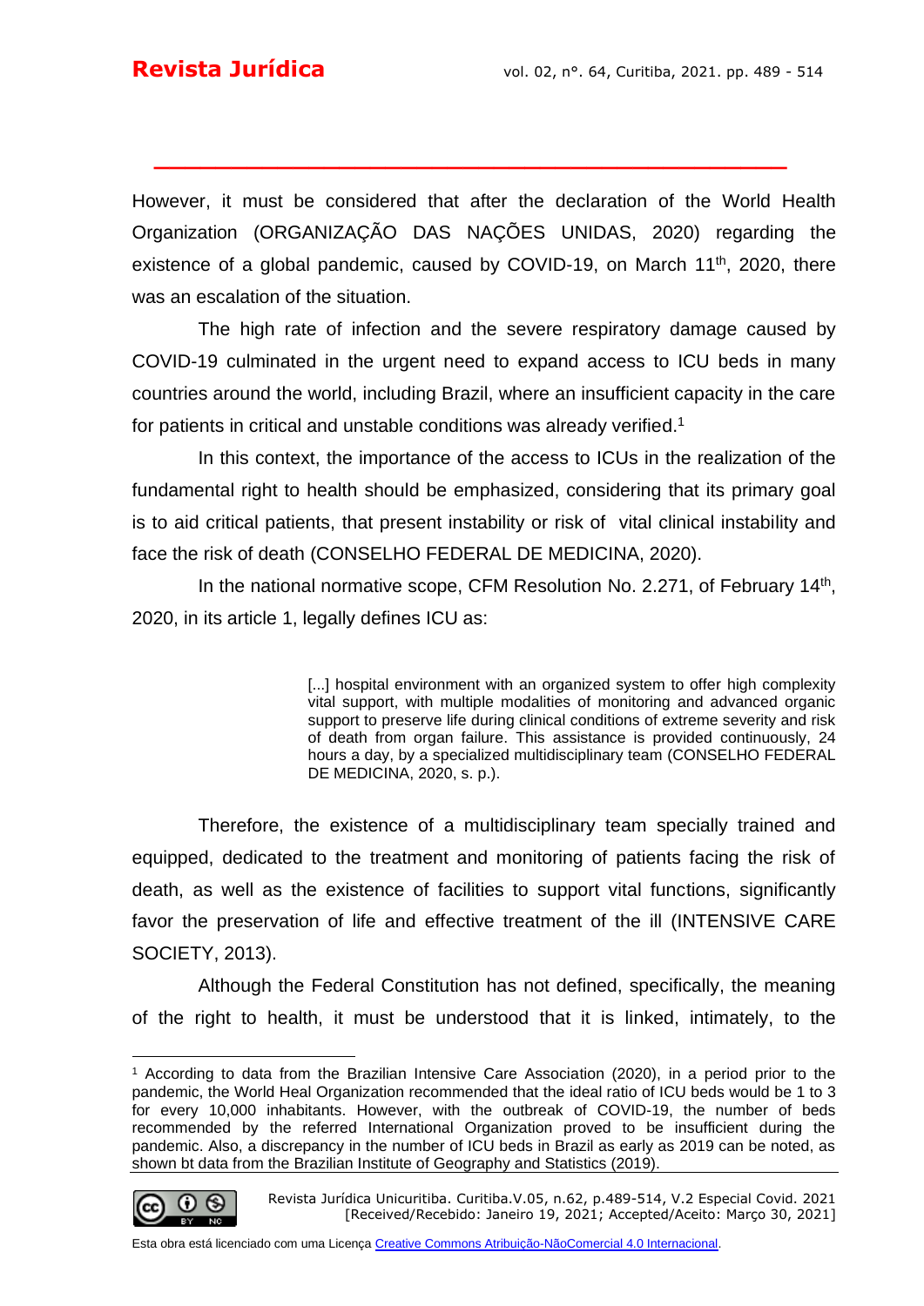However, it must be considered that after the declaration of the World Health Organization (ORGANIZAÇÃO DAS NAÇÕES UNIDAS, 2020) regarding the existence of a global pandemic, caused by COVID-19, on March 11th, 2020, there was an escalation of the situation.

The high rate of infection and the severe respiratory damage caused by COVID-19 culminated in the urgent need to expand access to ICU beds in many countries around the world, including Brazil, where an insufficient capacity in the care for patients in critical and unstable conditions was already verified.[1]

In this context, the importance of the access to ICUs in the realization of the fundamental right to health should be emphasized, considering that its primary goal is to aid critical patients, that present instability or risk of vital clinical instability and face the risk of death (CONSELHO FEDERAL DE MEDICINA, 2020).

In the national normative scope, CFM Resolution No. 2.271, of February 14th, 2020, in its article 1, legally defines ICU as:

> [...] hospital environment with an organized system to offer high complexity vital support, with multiple modalities of monitoring and advanced organic support to preserve life during clinical conditions of extreme severity and risk of death from organ failure. This assistance is provided continuously, 24 hours a day, by a specialized multidisciplinary team (CONSELHO FEDERAL DE MEDICINA, 2020, s. p.).

Therefore, the existence of a multidisciplinary team specially trained and equipped, dedicated to the treatment and monitoring of patients facing the risk of death, as well as the existence of facilities to support vital functions, significantly favor the preservation of life and effective treatment of the ill (INTENSIVE CARE SOCIETY, 2013).

Although the Federal Constitution has not defined, specifically, the meaning of the right to health, it must be understood that it is linked, intimately, to the

---

[1] According to data from the Brazilian Intensive Care Association (2020), in a period prior to the pandemic, the World Heal Organization recommended that the ideal ratio of ICU beds would be 1 to 3 for every 10,000 inhabitants. However, with the outbreak of COVID-19, the number of beds recommended by the referred International Organization proved to be insufficient during the pandemic. Also, a discrepancy in the number of ICU beds in Brazil as early as 2019 can be noted, as shown bt data from the Brazilian Institute of Geography and Statistics (2019).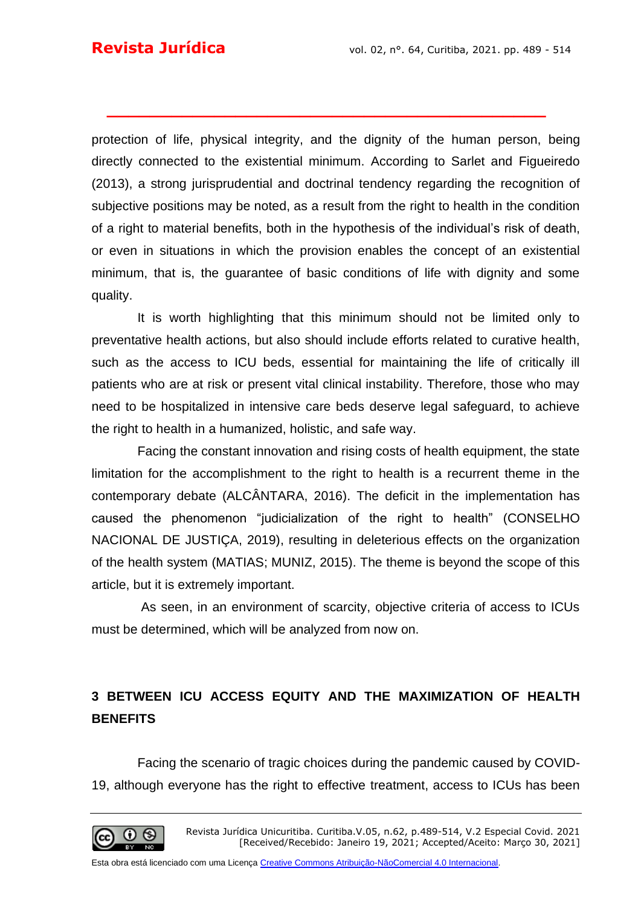protection of life, physical integrity, and the dignity of the human person, being directly connected to the existential minimum. According to Sarlet and Figueiredo (2013), a strong jurisprudential and doctrinal tendency regarding the recognition of subjective positions may be noted, as a result from the right to health in the condition of a right to material benefits, both in the hypothesis of the individual's risk of death, or even in situations in which the provision enables the concept of an existential minimum, that is, the guarantee of basic conditions of life with dignity and some quality.

It is worth highlighting that this minimum should not be limited only to preventative health actions, but also should include efforts related to curative health, such as the access to ICU beds, essential for maintaining the life of critically ill patients who are at risk or present vital clinical instability. Therefore, those who may need to be hospitalized in intensive care beds deserve legal safeguard, to achieve the right to health in a humanized, holistic, and safe way.

Facing the constant innovation and rising costs of health equipment, the state limitation for the accomplishment to the right to health is a recurrent theme in the contemporary debate (ALCÂNTARA, 2016). The deficit in the implementation has caused the phenomenon "judicialization of the right to health" (CONSELHO NACIONAL DE JUSTIÇA, 2019), resulting in deleterious effects on the organization of the health system (MATIAS; MUNIZ, 2015). The theme is beyond the scope of this article, but it is extremely important.

As seen, in an environment of scarcity, objective criteria of access to ICUs must be determined, which will be analyzed from now on.

## 3 BETWEEN ICU ACCESS EQUITY AND THE MAXIMIZATION OF HEALTH BENEFITS

Facing the scenario of tragic choices during the pandemic caused by COVID-19, although everyone has the right to effective treatment, access to ICUs has been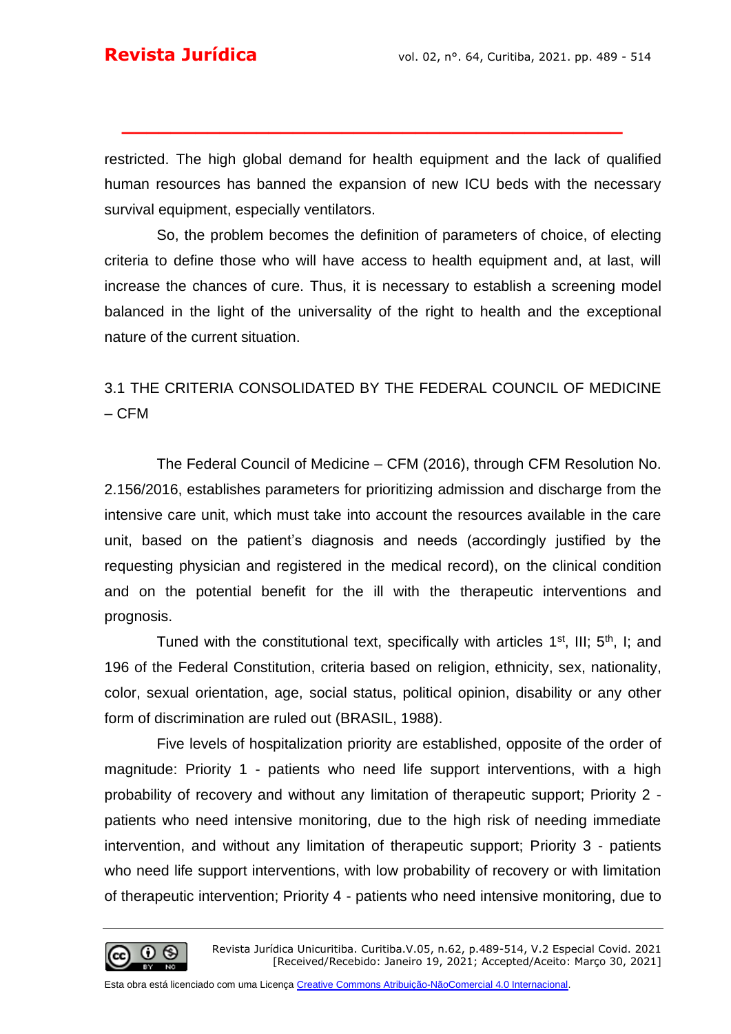restricted. The high global demand for health equipment and the lack of qualified human resources has banned the expansion of new ICU beds with the necessary survival equipment, especially ventilators.

So, the problem becomes the definition of parameters of choice, of electing criteria to define those who will have access to health equipment and, at last, will increase the chances of cure. Thus, it is necessary to establish a screening model balanced in the light of the universality of the right to health and the exceptional nature of the current situation.

### 3.1 THE CRITERIA CONSOLIDATED BY THE FEDERAL COUNCIL OF MEDICINE – CFM

The Federal Council of Medicine – CFM (2016), through CFM Resolution No. 2.156/2016, establishes parameters for prioritizing admission and discharge from the intensive care unit, which must take into account the resources available in the care unit, based on the patient's diagnosis and needs (accordingly justified by the requesting physician and registered in the medical record), on the clinical condition and on the potential benefit for the ill with the therapeutic interventions and prognosis.

Tuned with the constitutional text, specifically with articles 1st, III; 5th, I; and 196 of the Federal Constitution, criteria based on religion, ethnicity, sex, nationality, color, sexual orientation, age, social status, political opinion, disability or any other form of discrimination are ruled out (BRASIL, 1988).

Five levels of hospitalization priority are established, opposite of the order of magnitude: Priority 1 - patients who need life support interventions, with a high probability of recovery and without any limitation of therapeutic support; Priority 2 - patients who need intensive monitoring, due to the high risk of needing immediate intervention, and without any limitation of therapeutic support; Priority 3 - patients who need life support interventions, with low probability of recovery or with limitation of therapeutic intervention; Priority 4 - patients who need intensive monitoring, due to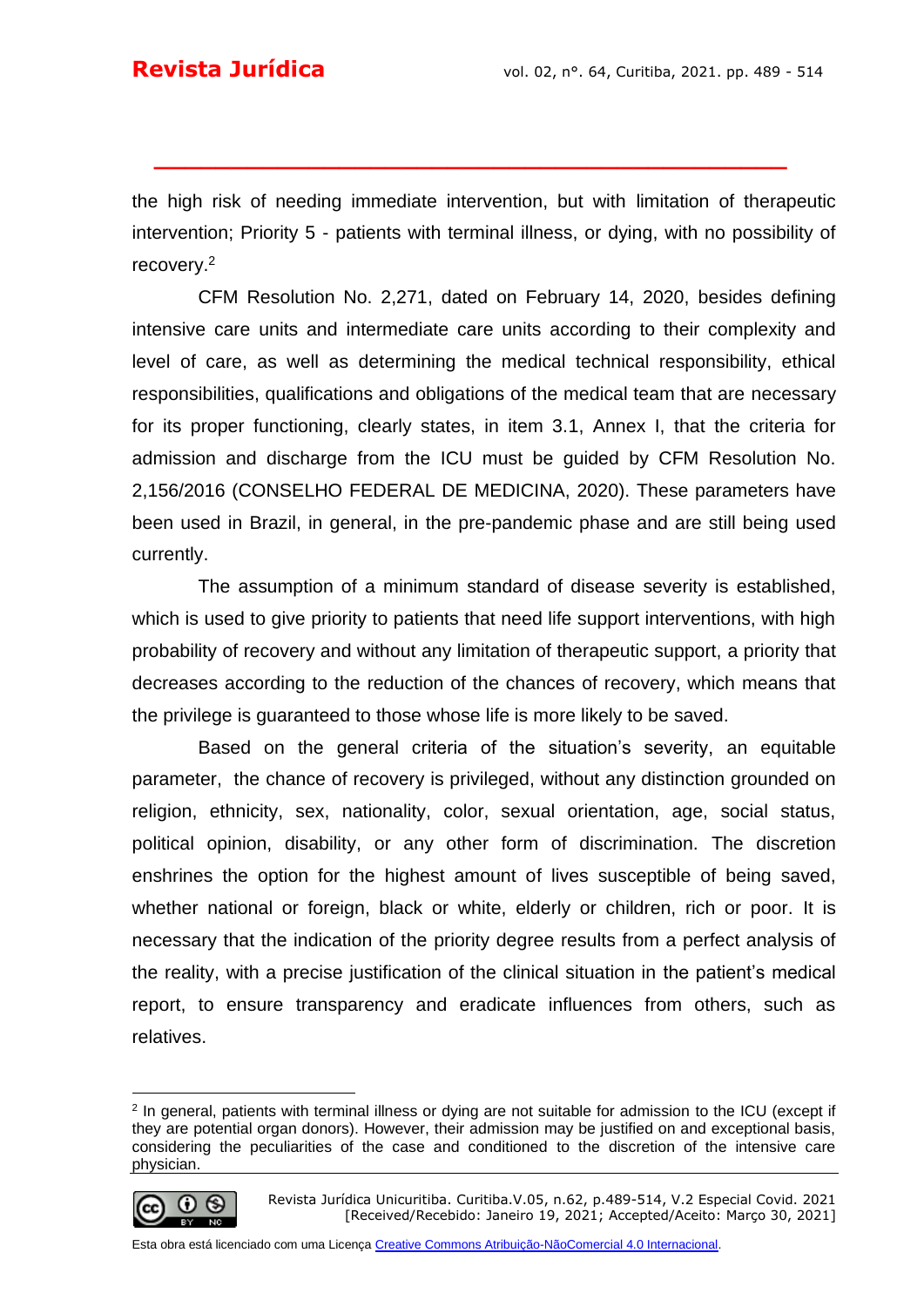the high risk of needing immediate intervention, but with limitation of therapeutic intervention; Priority 5 - patients with terminal illness, or dying, with no possibility of recovery.[2]

CFM Resolution No. 2,271, dated on February 14, 2020, besides defining intensive care units and intermediate care units according to their complexity and level of care, as well as determining the medical technical responsibility, ethical responsibilities, qualifications and obligations of the medical team that are necessary for its proper functioning, clearly states, in item 3.1, Annex I, that the criteria for admission and discharge from the ICU must be guided by CFM Resolution No. 2,156/2016 (CONSELHO FEDERAL DE MEDICINA, 2020). These parameters have been used in Brazil, in general, in the pre-pandemic phase and are still being used currently.

The assumption of a minimum standard of disease severity is established, which is used to give priority to patients that need life support interventions, with high probability of recovery and without any limitation of therapeutic support, a priority that decreases according to the reduction of the chances of recovery, which means that the privilege is guaranteed to those whose life is more likely to be saved.

Based on the general criteria of the situation's severity, an equitable parameter, the chance of recovery is privileged, without any distinction grounded on religion, ethnicity, sex, nationality, color, sexual orientation, age, social status, political opinion, disability, or any other form of discrimination. The discretion enshrines the option for the highest amount of lives susceptible of being saved, whether national or foreign, black or white, elderly or children, rich or poor. It is necessary that the indication of the priority degree results from a perfect analysis of the reality, with a precise justification of the clinical situation in the patient's medical report, to ensure transparency and eradicate influences from others, such as relatives.

---

[2] In general, patients with terminal illness or dying are not suitable for admission to the ICU (except if they are potential organ donors). However, their admission may be justified on and exceptional basis, considering the peculiarities of the case and conditioned to the discretion of the intensive care physician.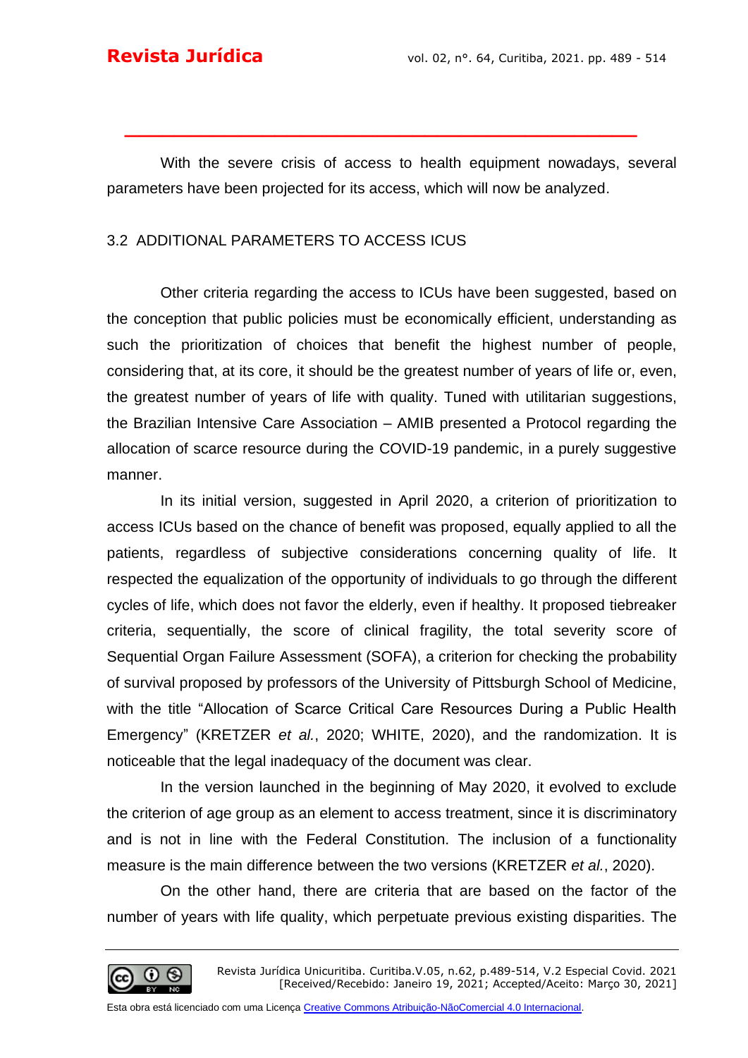With the severe crisis of access to health equipment nowadays, several parameters have been projected for its access, which will now be analyzed.

### 3.2 ADDITIONAL PARAMETERS TO ACCESS ICUS

Other criteria regarding the access to ICUs have been suggested, based on the conception that public policies must be economically efficient, understanding as such the prioritization of choices that benefit the highest number of people, considering that, at its core, it should be the greatest number of years of life or, even, the greatest number of years of life with quality. Tuned with utilitarian suggestions, the Brazilian Intensive Care Association – AMIB presented a Protocol regarding the allocation of scarce resource during the COVID-19 pandemic, in a purely suggestive manner.

In its initial version, suggested in April 2020, a criterion of prioritization to access ICUs based on the chance of benefit was proposed, equally applied to all the patients, regardless of subjective considerations concerning quality of life. It respected the equalization of the opportunity of individuals to go through the different cycles of life, which does not favor the elderly, even if healthy. It proposed tiebreaker criteria, sequentially, the score of clinical fragility, the total severity score of Sequential Organ Failure Assessment (SOFA), a criterion for checking the probability of survival proposed by professors of the University of Pittsburgh School of Medicine, with the title "Allocation of Scarce Critical Care Resources During a Public Health Emergency" (KRETZER *et al.*, 2020; WHITE, 2020), and the randomization. It is noticeable that the legal inadequacy of the document was clear.

In the version launched in the beginning of May 2020, it evolved to exclude the criterion of age group as an element to access treatment, since it is discriminatory and is not in line with the Federal Constitution. The inclusion of a functionality measure is the main difference between the two versions (KRETZER *et al.*, 2020).

On the other hand, there are criteria that are based on the factor of the number of years with life quality, which perpetuate previous existing disparities. The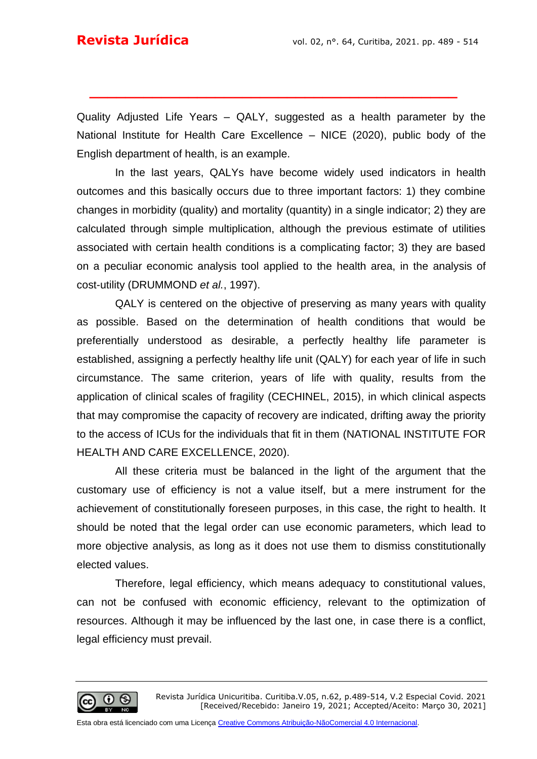Quality Adjusted Life Years – QALY, suggested as a health parameter by the National Institute for Health Care Excellence – NICE (2020), public body of the English department of health, is an example.

In the last years, QALYs have become widely used indicators in health outcomes and this basically occurs due to three important factors: 1) they combine changes in morbidity (quality) and mortality (quantity) in a single indicator; 2) they are calculated through simple multiplication, although the previous estimate of utilities associated with certain health conditions is a complicating factor; 3) they are based on a peculiar economic analysis tool applied to the health area, in the analysis of cost-utility (DRUMMOND *et al.*, 1997).

QALY is centered on the objective of preserving as many years with quality as possible. Based on the determination of health conditions that would be preferentially understood as desirable, a perfectly healthy life parameter is established, assigning a perfectly healthy life unit (QALY) for each year of life in such circumstance. The same criterion, years of life with quality, results from the application of clinical scales of fragility (CECHINEL, 2015), in which clinical aspects that may compromise the capacity of recovery are indicated, drifting away the priority to the access of ICUs for the individuals that fit in them (NATIONAL INSTITUTE FOR HEALTH AND CARE EXCELLENCE, 2020).

All these criteria must be balanced in the light of the argument that the customary use of efficiency is not a value itself, but a mere instrument for the achievement of constitutionally foreseen purposes, in this case, the right to health. It should be noted that the legal order can use economic parameters, which lead to more objective analysis, as long as it does not use them to dismiss constitutionally elected values.

Therefore, legal efficiency, which means adequacy to constitutional values, can not be confused with economic efficiency, relevant to the optimization of resources. Although it may be influenced by the last one, in case there is a conflict, legal efficiency must prevail.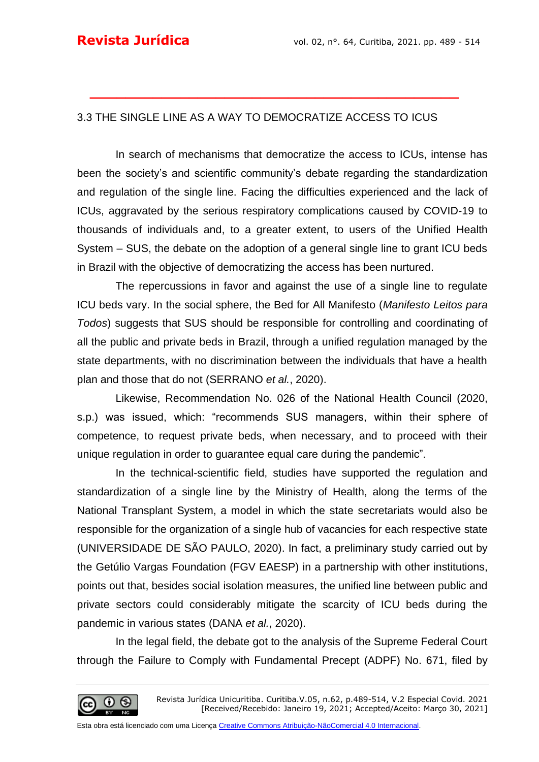### 3.3 THE SINGLE LINE AS A WAY TO DEMOCRATIZE ACCESS TO ICUS

In search of mechanisms that democratize the access to ICUs, intense has been the society's and scientific community's debate regarding the standardization and regulation of the single line. Facing the difficulties experienced and the lack of ICUs, aggravated by the serious respiratory complications caused by COVID-19 to thousands of individuals and, to a greater extent, to users of the Unified Health System – SUS, the debate on the adoption of a general single line to grant ICU beds in Brazil with the objective of democratizing the access has been nurtured.

The repercussions in favor and against the use of a single line to regulate ICU beds vary. In the social sphere, the Bed for All Manifesto (*Manifesto Leitos para Todos*) suggests that SUS should be responsible for controlling and coordinating of all the public and private beds in Brazil, through a unified regulation managed by the state departments, with no discrimination between the individuals that have a health plan and those that do not (SERRANO *et al.*, 2020).

Likewise, Recommendation No. 026 of the National Health Council (2020, s.p.) was issued, which: "recommends SUS managers, within their sphere of competence, to request private beds, when necessary, and to proceed with their unique regulation in order to guarantee equal care during the pandemic".

In the technical-scientific field, studies have supported the regulation and standardization of a single line by the Ministry of Health, along the terms of the National Transplant System, a model in which the state secretariats would also be responsible for the organization of a single hub of vacancies for each respective state (UNIVERSIDADE DE SÃO PAULO, 2020). In fact, a preliminary study carried out by the Getúlio Vargas Foundation (FGV EAESP) in a partnership with other institutions, points out that, besides social isolation measures, the unified line between public and private sectors could considerably mitigate the scarcity of ICU beds during the pandemic in various states (DANA *et al.*, 2020).

In the legal field, the debate got to the analysis of the Supreme Federal Court through the Failure to Comply with Fundamental Precept (ADPF) No. 671, filed by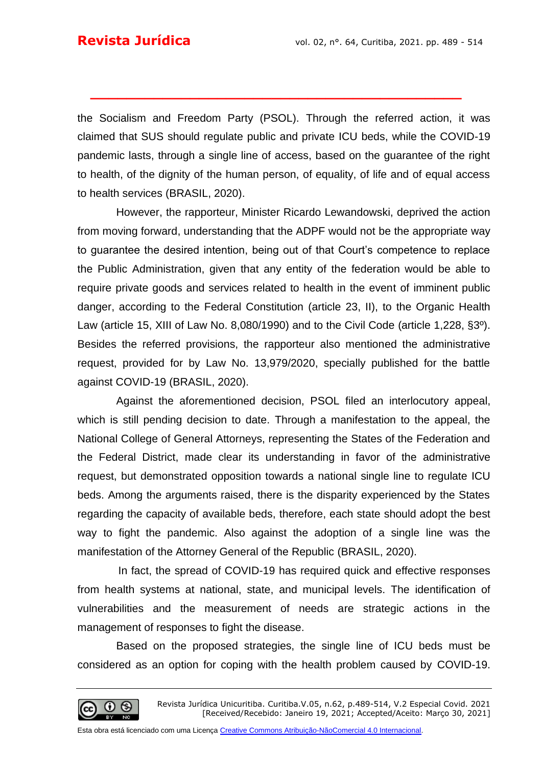the Socialism and Freedom Party (PSOL). Through the referred action, it was claimed that SUS should regulate public and private ICU beds, while the COVID-19 pandemic lasts, through a single line of access, based on the guarantee of the right to health, of the dignity of the human person, of equality, of life and of equal access to health services (BRASIL, 2020).

However, the rapporteur, Minister Ricardo Lewandowski, deprived the action from moving forward, understanding that the ADPF would not be the appropriate way to guarantee the desired intention, being out of that Court's competence to replace the Public Administration, given that any entity of the federation would be able to require private goods and services related to health in the event of imminent public danger, according to the Federal Constitution (article 23, II), to the Organic Health Law (article 15, XIII of Law No. 8,080/1990) and to the Civil Code (article 1,228, §3º). Besides the referred provisions, the rapporteur also mentioned the administrative request, provided for by Law No. 13,979/2020, specially published for the battle against COVID-19 (BRASIL, 2020).

Against the aforementioned decision, PSOL filed an interlocutory appeal, which is still pending decision to date. Through a manifestation to the appeal, the National College of General Attorneys, representing the States of the Federation and the Federal District, made clear its understanding in favor of the administrative request, but demonstrated opposition towards a national single line to regulate ICU beds. Among the arguments raised, there is the disparity experienced by the States regarding the capacity of available beds, therefore, each state should adopt the best way to fight the pandemic. Also against the adoption of a single line was the manifestation of the Attorney General of the Republic (BRASIL, 2020).

In fact, the spread of COVID-19 has required quick and effective responses from health systems at national, state, and municipal levels. The identification of vulnerabilities and the measurement of needs are strategic actions in the management of responses to fight the disease.

Based on the proposed strategies, the single line of ICU beds must be considered as an option for coping with the health problem caused by COVID-19.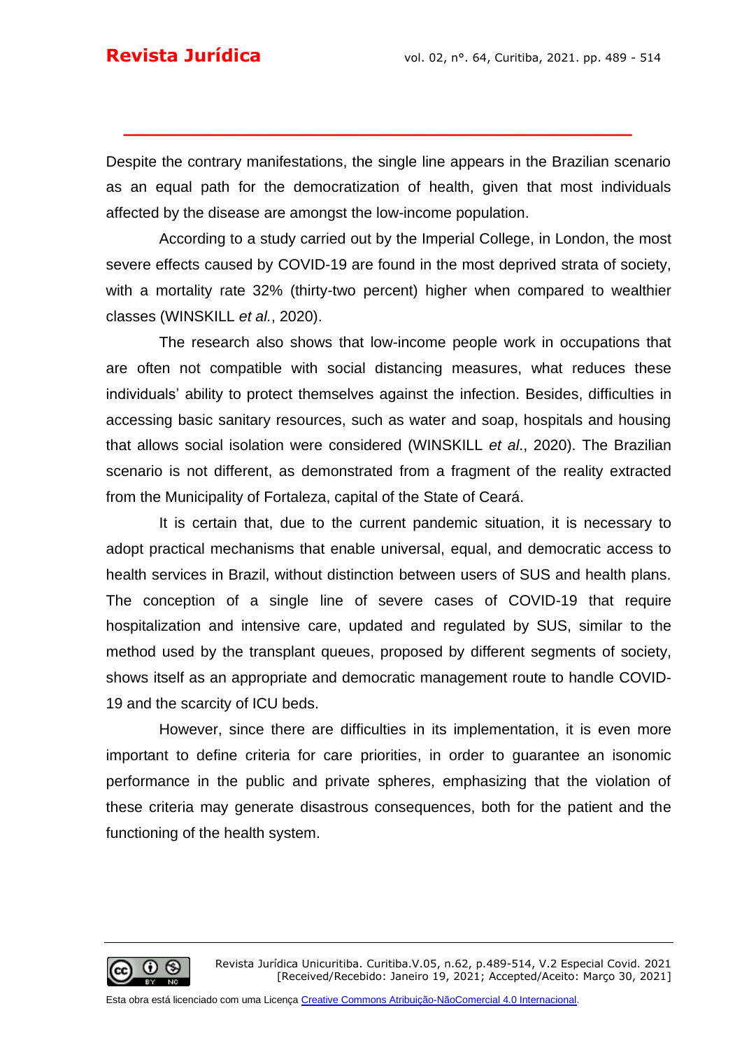Despite the contrary manifestations, the single line appears in the Brazilian scenario as an equal path for the democratization of health, given that most individuals affected by the disease are amongst the low-income population.

According to a study carried out by the Imperial College, in London, the most severe effects caused by COVID-19 are found in the most deprived strata of society, with a mortality rate 32% (thirty-two percent) higher when compared to wealthier classes (WINSKILL *et al.*, 2020).

The research also shows that low-income people work in occupations that are often not compatible with social distancing measures, what reduces these individuals' ability to protect themselves against the infection. Besides, difficulties in accessing basic sanitary resources, such as water and soap, hospitals and housing that allows social isolation were considered (WINSKILL *et al*., 2020). The Brazilian scenario is not different, as demonstrated from a fragment of the reality extracted from the Municipality of Fortaleza, capital of the State of Ceará.

It is certain that, due to the current pandemic situation, it is necessary to adopt practical mechanisms that enable universal, equal, and democratic access to health services in Brazil, without distinction between users of SUS and health plans. The conception of a single line of severe cases of COVID-19 that require hospitalization and intensive care, updated and regulated by SUS, similar to the method used by the transplant queues, proposed by different segments of society, shows itself as an appropriate and democratic management route to handle COVID-19 and the scarcity of ICU beds.

However, since there are difficulties in its implementation, it is even more important to define criteria for care priorities, in order to guarantee an isonomic performance in the public and private spheres, emphasizing that the violation of these criteria may generate disastrous consequences, both for the patient and the functioning of the health system.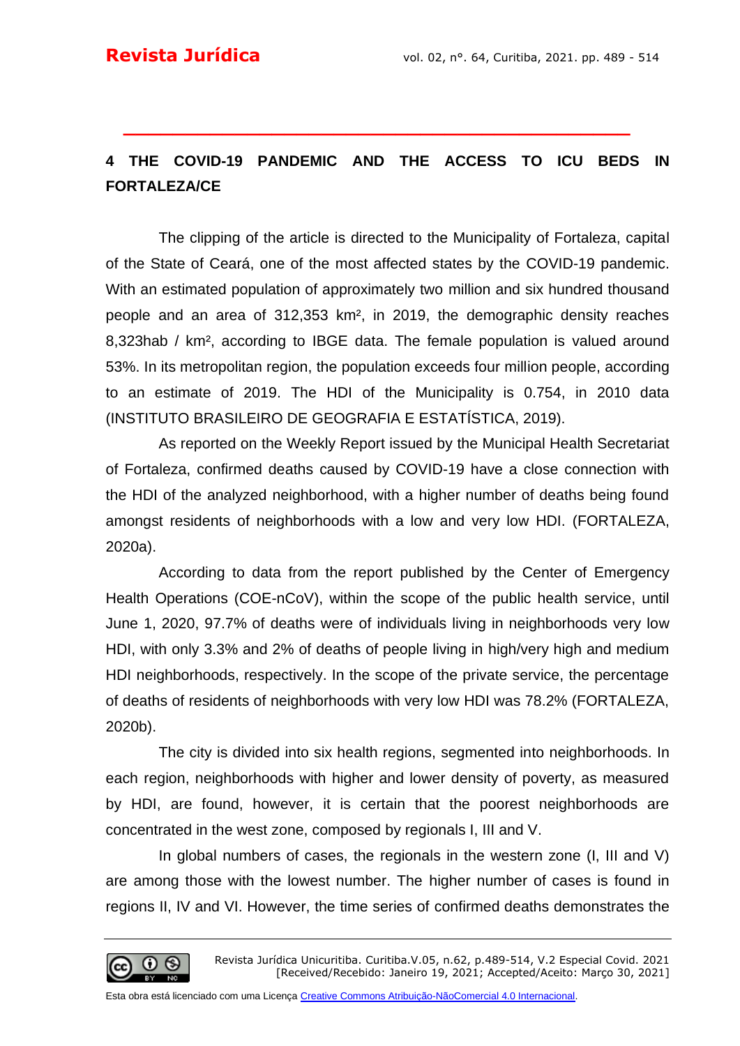## 4 THE COVID-19 PANDEMIC AND THE ACCESS TO ICU BEDS IN FORTALEZA/CE

The clipping of the article is directed to the Municipality of Fortaleza, capital of the State of Ceará, one of the most affected states by the COVID-19 pandemic. With an estimated population of approximately two million and six hundred thousand people and an area of 312,353 km², in 2019, the demographic density reaches 8,323hab / km², according to IBGE data. The female population is valued around 53%. In its metropolitan region, the population exceeds four million people, according to an estimate of 2019. The HDI of the Municipality is 0.754, in 2010 data (INSTITUTO BRASILEIRO DE GEOGRAFIA E ESTATÍSTICA, 2019).

As reported on the Weekly Report issued by the Municipal Health Secretariat of Fortaleza, confirmed deaths caused by COVID-19 have a close connection with the HDI of the analyzed neighborhood, with a higher number of deaths being found amongst residents of neighborhoods with a low and very low HDI. (FORTALEZA, 2020a).

According to data from the report published by the Center of Emergency Health Operations (COE-nCoV), within the scope of the public health service, until June 1, 2020, 97.7% of deaths were of individuals living in neighborhoods very low HDI, with only 3.3% and 2% of deaths of people living in high/very high and medium HDI neighborhoods, respectively. In the scope of the private service, the percentage of deaths of residents of neighborhoods with very low HDI was 78.2% (FORTALEZA, 2020b).

The city is divided into six health regions, segmented into neighborhoods. In each region, neighborhoods with higher and lower density of poverty, as measured by HDI, are found, however, it is certain that the poorest neighborhoods are concentrated in the west zone, composed by regionals I, III and V.

In global numbers of cases, the regionals in the western zone (I, III and V) are among those with the lowest number. The higher number of cases is found in regions II, IV and VI. However, the time series of confirmed deaths demonstrates the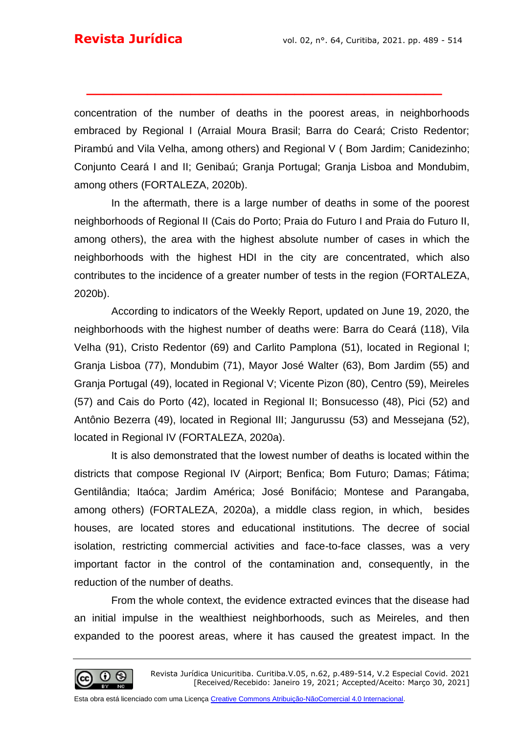concentration of the number of deaths in the poorest areas, in neighborhoods embraced by Regional I (Arraial Moura Brasil; Barra do Ceará; Cristo Redentor; Pirambú and Vila Velha, among others) and Regional V ( Bom Jardim; Canidezinho; Conjunto Ceará I and II; Genibaú; Granja Portugal; Granja Lisboa and Mondubim, among others) (FORTALEZA, 2020b).

In the aftermath, there is a large number of deaths in some of the poorest neighborhoods of Regional II (Cais do Porto; Praia do Futuro I and Praia do Futuro II, among others), the area with the highest absolute number of cases in which the neighborhoods with the highest HDI in the city are concentrated, which also contributes to the incidence of a greater number of tests in the region (FORTALEZA, 2020b).

According to indicators of the Weekly Report, updated on June 19, 2020, the neighborhoods with the highest number of deaths were: Barra do Ceará (118), Vila Velha (91), Cristo Redentor (69) and Carlito Pamplona (51), located in Regional I; Granja Lisboa (77), Mondubim (71), Mayor José Walter (63), Bom Jardim (55) and Granja Portugal (49), located in Regional V; Vicente Pizon (80), Centro (59), Meireles (57) and Cais do Porto (42), located in Regional II; Bonsucesso (48), Pici (52) and Antônio Bezerra (49), located in Regional III; Jangurussu (53) and Messejana (52), located in Regional IV (FORTALEZA, 2020a).

It is also demonstrated that the lowest number of deaths is located within the districts that compose Regional IV (Airport; Benfica; Bom Futuro; Damas; Fátima; Gentilândia; Itaóca; Jardim América; José Bonifácio; Montese and Parangaba, among others) (FORTALEZA, 2020a), a middle class region, in which, besides houses, are located stores and educational institutions. The decree of social isolation, restricting commercial activities and face-to-face classes, was a very important factor in the control of the contamination and, consequently, in the reduction of the number of deaths.

From the whole context, the evidence extracted evinces that the disease had an initial impulse in the wealthiest neighborhoods, such as Meireles, and then expanded to the poorest areas, where it has caused the greatest impact. In the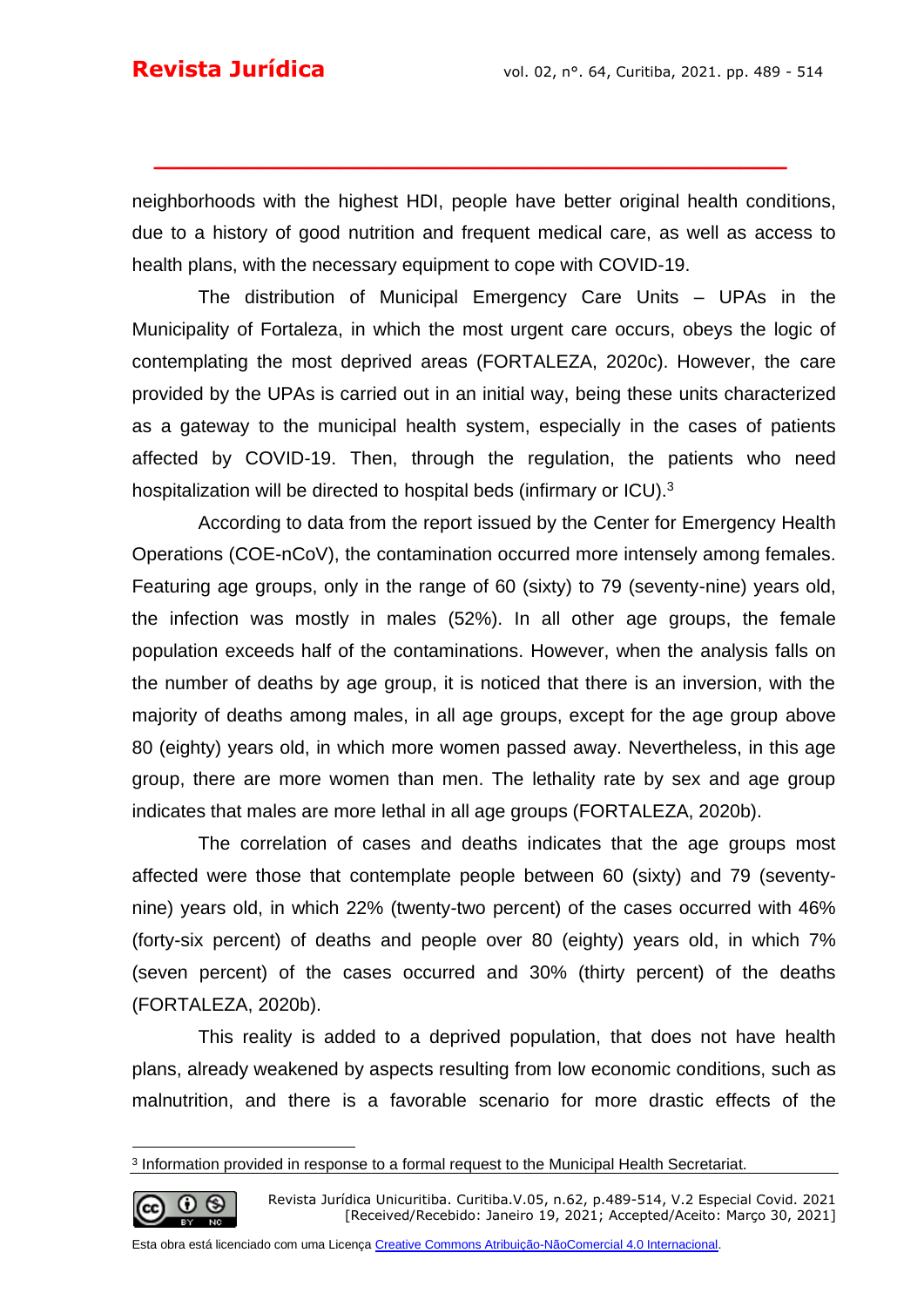neighborhoods with the highest HDI, people have better original health conditions, due to a history of good nutrition and frequent medical care, as well as access to health plans, with the necessary equipment to cope with COVID-19.

The distribution of Municipal Emergency Care Units – UPAs in the Municipality of Fortaleza, in which the most urgent care occurs, obeys the logic of contemplating the most deprived areas (FORTALEZA, 2020c). However, the care provided by the UPAs is carried out in an initial way, being these units characterized as a gateway to the municipal health system, especially in the cases of patients affected by COVID-19. Then, through the regulation, the patients who need hospitalization will be directed to hospital beds (infirmary or ICU).[3]

According to data from the report issued by the Center for Emergency Health Operations (COE-nCoV), the contamination occurred more intensely among females. Featuring age groups, only in the range of 60 (sixty) to 79 (seventy-nine) years old, the infection was mostly in males (52%). In all other age groups, the female population exceeds half of the contaminations. However, when the analysis falls on the number of deaths by age group, it is noticed that there is an inversion, with the majority of deaths among males, in all age groups, except for the age group above 80 (eighty) years old, in which more women passed away. Nevertheless, in this age group, there are more women than men. The lethality rate by sex and age group indicates that males are more lethal in all age groups (FORTALEZA, 2020b).

The correlation of cases and deaths indicates that the age groups most affected were those that contemplate people between 60 (sixty) and 79 (seventy-nine) years old, in which 22% (twenty-two percent) of the cases occurred with 46% (forty-six percent) of deaths and people over 80 (eighty) years old, in which 7% (seven percent) of the cases occurred and 30% (thirty percent) of the deaths (FORTALEZA, 2020b).

This reality is added to a deprived population, that does not have health plans, already weakened by aspects resulting from low economic conditions, such as malnutrition, and there is a favorable scenario for more drastic effects of the

---

[3] Information provided in response to a formal request to the Municipal Health Secretariat.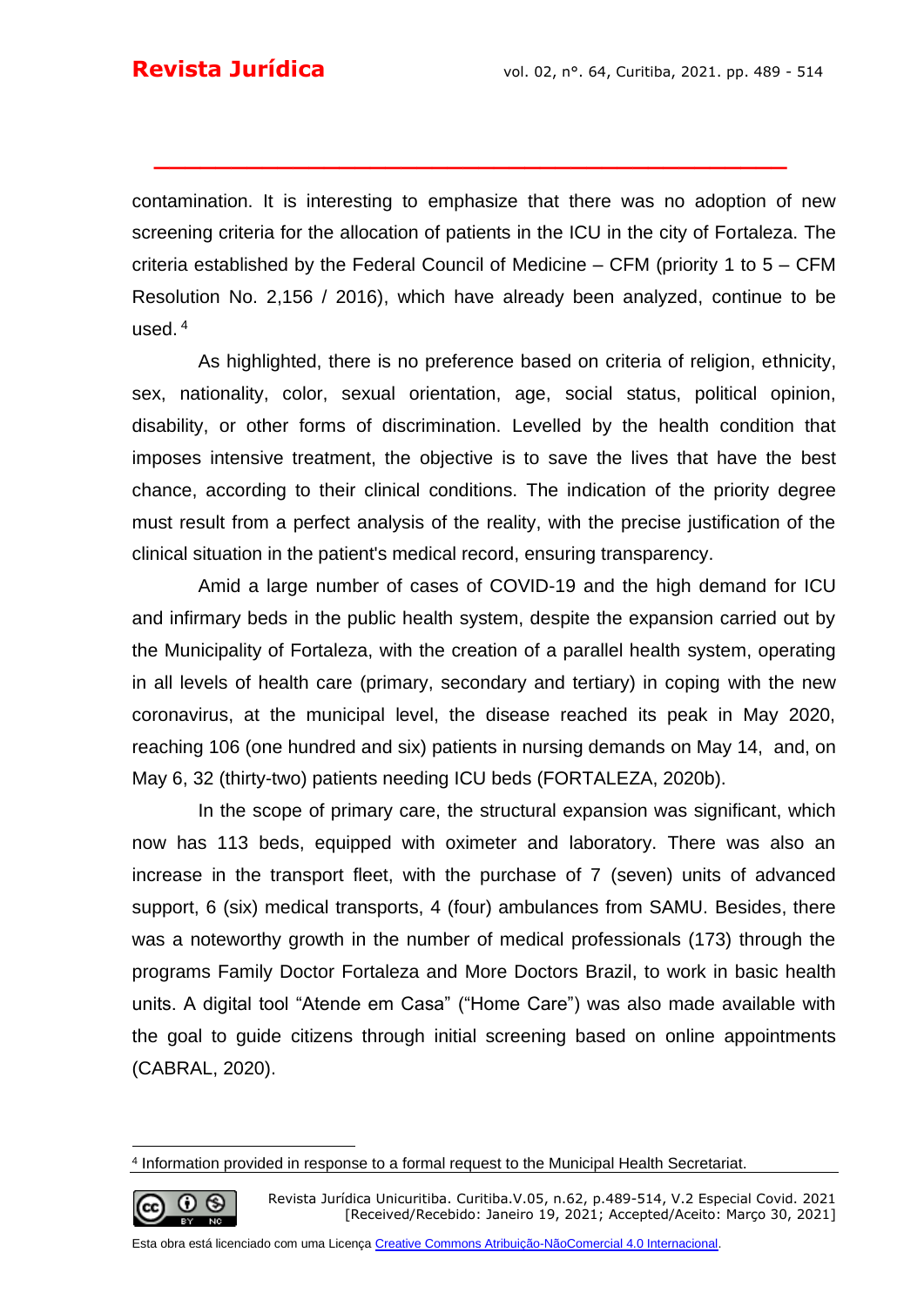contamination. It is interesting to emphasize that there was no adoption of new screening criteria for the allocation of patients in the ICU in the city of Fortaleza. The criteria established by the Federal Council of Medicine – CFM (priority 1 to 5 – CFM Resolution No. 2,156 / 2016), which have already been analyzed, continue to be used.[4]

As highlighted, there is no preference based on criteria of religion, ethnicity, sex, nationality, color, sexual orientation, age, social status, political opinion, disability, or other forms of discrimination. Levelled by the health condition that imposes intensive treatment, the objective is to save the lives that have the best chance, according to their clinical conditions. The indication of the priority degree must result from a perfect analysis of the reality, with the precise justification of the clinical situation in the patient's medical record, ensuring transparency.

Amid a large number of cases of COVID-19 and the high demand for ICU and infirmary beds in the public health system, despite the expansion carried out by the Municipality of Fortaleza, with the creation of a parallel health system, operating in all levels of health care (primary, secondary and tertiary) in coping with the new coronavirus, at the municipal level, the disease reached its peak in May 2020, reaching 106 (one hundred and six) patients in nursing demands on May 14, and, on May 6, 32 (thirty-two) patients needing ICU beds (FORTALEZA, 2020b).

In the scope of primary care, the structural expansion was significant, which now has 113 beds, equipped with oximeter and laboratory. There was also an increase in the transport fleet, with the purchase of 7 (seven) units of advanced support, 6 (six) medical transports, 4 (four) ambulances from SAMU. Besides, there was a noteworthy growth in the number of medical professionals (173) through the programs Family Doctor Fortaleza and More Doctors Brazil, to work in basic health units. A digital tool “Atende em Casa” (“Home Care”) was also made available with the goal to guide citizens through initial screening based on online appointments (CABRAL, 2020).

---

[4] Information provided in response to a formal request to the Municipal Health Secretariat.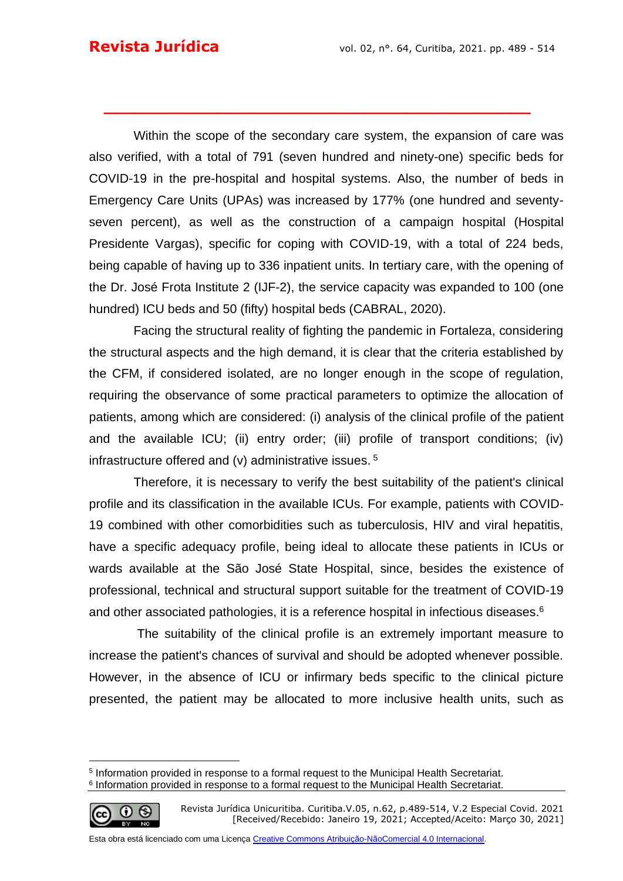Within the scope of the secondary care system, the expansion of care was also verified, with a total of 791 (seven hundred and ninety-one) specific beds for COVID-19 in the pre-hospital and hospital systems. Also, the number of beds in Emergency Care Units (UPAs) was increased by 177% (one hundred and seventy-seven percent), as well as the construction of a campaign hospital (Hospital Presidente Vargas), specific for coping with COVID-19, with a total of 224 beds, being capable of having up to 336 inpatient units. In tertiary care, with the opening of the Dr. José Frota Institute 2 (IJF-2), the service capacity was expanded to 100 (one hundred) ICU beds and 50 (fifty) hospital beds (CABRAL, 2020).

Facing the structural reality of fighting the pandemic in Fortaleza, considering the structural aspects and the high demand, it is clear that the criteria established by the CFM, if considered isolated, are no longer enough in the scope of regulation, requiring the observance of some practical parameters to optimize the allocation of patients, among which are considered: (i) analysis of the clinical profile of the patient and the available ICU; (ii) entry order; (iii) profile of transport conditions; (iv) infrastructure offered and (v) administrative issues. [5]

Therefore, it is necessary to verify the best suitability of the patient's clinical profile and its classification in the available ICUs. For example, patients with COVID-19 combined with other comorbidities such as tuberculosis, HIV and viral hepatitis, have a specific adequacy profile, being ideal to allocate these patients in ICUs or wards available at the São José State Hospital, since, besides the existence of professional, technical and structural support suitable for the treatment of COVID-19 and other associated pathologies, it is a reference hospital in infectious diseases.[6]

The suitability of the clinical profile is an extremely important measure to increase the patient's chances of survival and should be adopted whenever possible. However, in the absence of ICU or infirmary beds specific to the clinical picture presented, the patient may be allocated to more inclusive health units, such as

---

[5] Information provided in response to a formal request to the Municipal Health Secretariat.

[6] Information provided in response to a formal request to the Municipal Health Secretariat.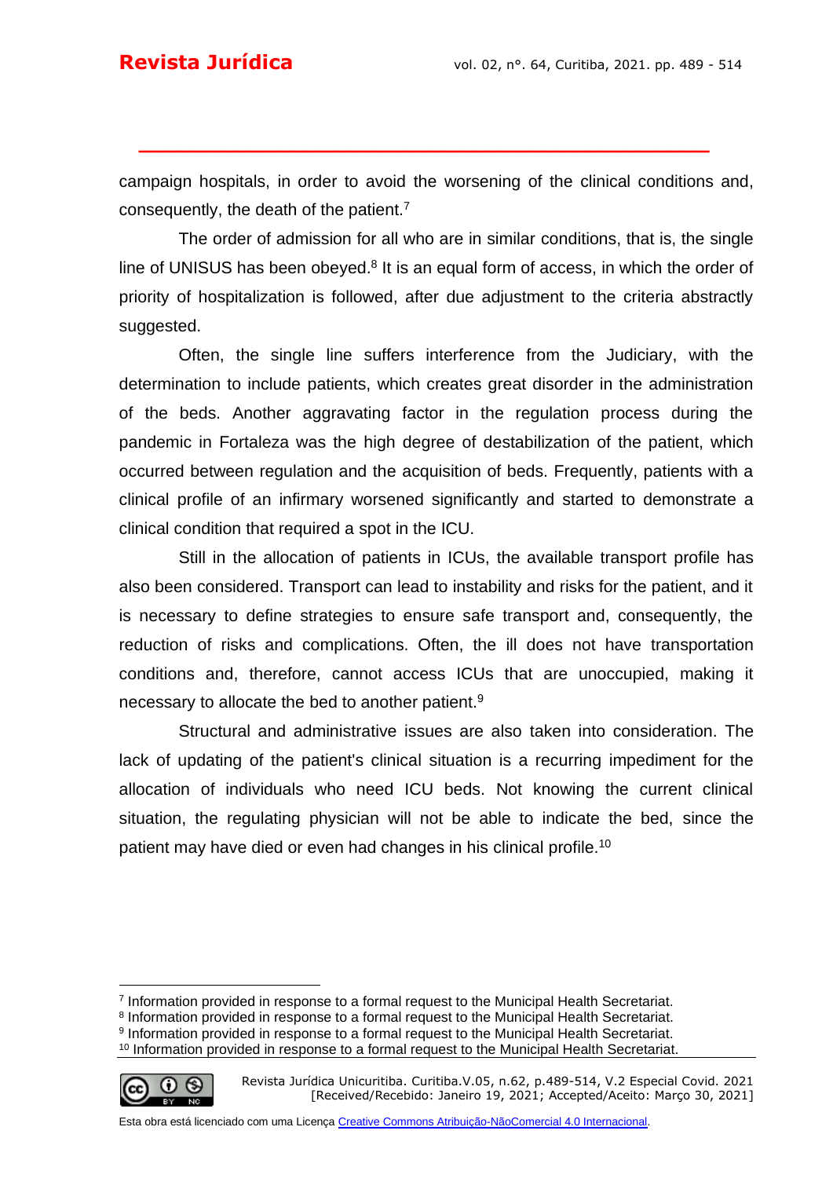campaign hospitals, in order to avoid the worsening of the clinical conditions and, consequently, the death of the patient.[7]

The order of admission for all who are in similar conditions, that is, the single line of UNISUS has been obeyed.[8] It is an equal form of access, in which the order of priority of hospitalization is followed, after due adjustment to the criteria abstractly suggested.

Often, the single line suffers interference from the Judiciary, with the determination to include patients, which creates great disorder in the administration of the beds. Another aggravating factor in the regulation process during the pandemic in Fortaleza was the high degree of destabilization of the patient, which occurred between regulation and the acquisition of beds. Frequently, patients with a clinical profile of an infirmary worsened significantly and started to demonstrate a clinical condition that required a spot in the ICU.

Still in the allocation of patients in ICUs, the available transport profile has also been considered. Transport can lead to instability and risks for the patient, and it is necessary to define strategies to ensure safe transport and, consequently, the reduction of risks and complications. Often, the ill does not have transportation conditions and, therefore, cannot access ICUs that are unoccupied, making it necessary to allocate the bed to another patient.[9]

Structural and administrative issues are also taken into consideration. The lack of updating of the patient's clinical situation is a recurring impediment for the allocation of individuals who need ICU beds. Not knowing the current clinical situation, the regulating physician will not be able to indicate the bed, since the patient may have died or even had changes in his clinical profile.[10]

---

[7] Information provided in response to a formal request to the Municipal Health Secretariat.
[8] Information provided in response to a formal request to the Municipal Health Secretariat.
[9] Information provided in response to a formal request to the Municipal Health Secretariat.
[10] Information provided in response to a formal request to the Municipal Health Secretariat.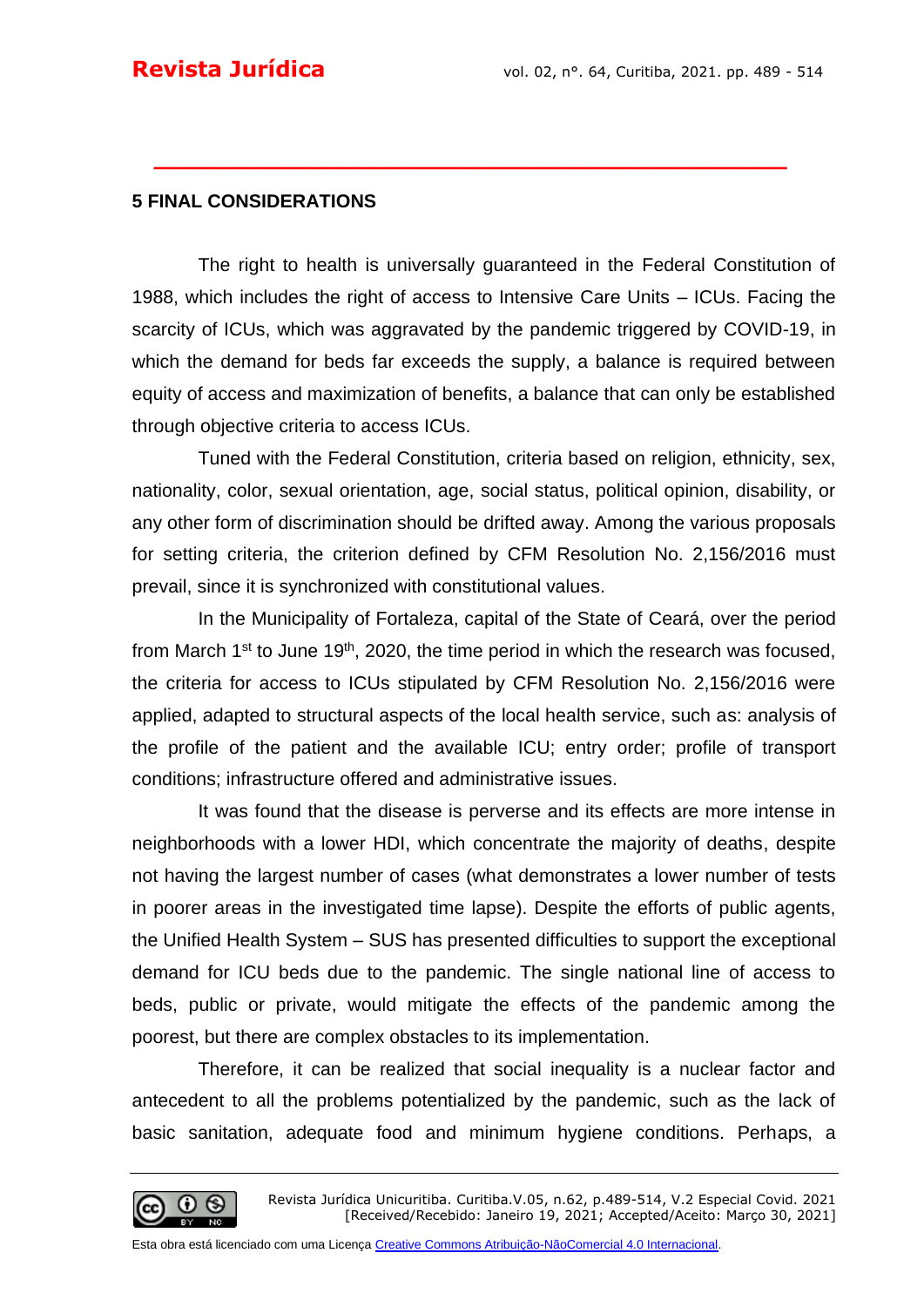## 5 FINAL CONSIDERATIONS

The right to health is universally guaranteed in the Federal Constitution of 1988, which includes the right of access to Intensive Care Units – ICUs. Facing the scarcity of ICUs, which was aggravated by the pandemic triggered by COVID-19, in which the demand for beds far exceeds the supply, a balance is required between equity of access and maximization of benefits, a balance that can only be established through objective criteria to access ICUs.

Tuned with the Federal Constitution, criteria based on religion, ethnicity, sex, nationality, color, sexual orientation, age, social status, political opinion, disability, or any other form of discrimination should be drifted away. Among the various proposals for setting criteria, the criterion defined by CFM Resolution No. 2,156/2016 must prevail, since it is synchronized with constitutional values.

In the Municipality of Fortaleza, capital of the State of Ceará, over the period from March 1st to June 19th, 2020, the time period in which the research was focused, the criteria for access to ICUs stipulated by CFM Resolution No. 2,156/2016 were applied, adapted to structural aspects of the local health service, such as: analysis of the profile of the patient and the available ICU; entry order; profile of transport conditions; infrastructure offered and administrative issues.

It was found that the disease is perverse and its effects are more intense in neighborhoods with a lower HDI, which concentrate the majority of deaths, despite not having the largest number of cases (what demonstrates a lower number of tests in poorer areas in the investigated time lapse). Despite the efforts of public agents, the Unified Health System – SUS has presented difficulties to support the exceptional demand for ICU beds due to the pandemic. The single national line of access to beds, public or private, would mitigate the effects of the pandemic among the poorest, but there are complex obstacles to its implementation.

Therefore, it can be realized that social inequality is a nuclear factor and antecedent to all the problems potentialized by the pandemic, such as the lack of basic sanitation, adequate food and minimum hygiene conditions. Perhaps, a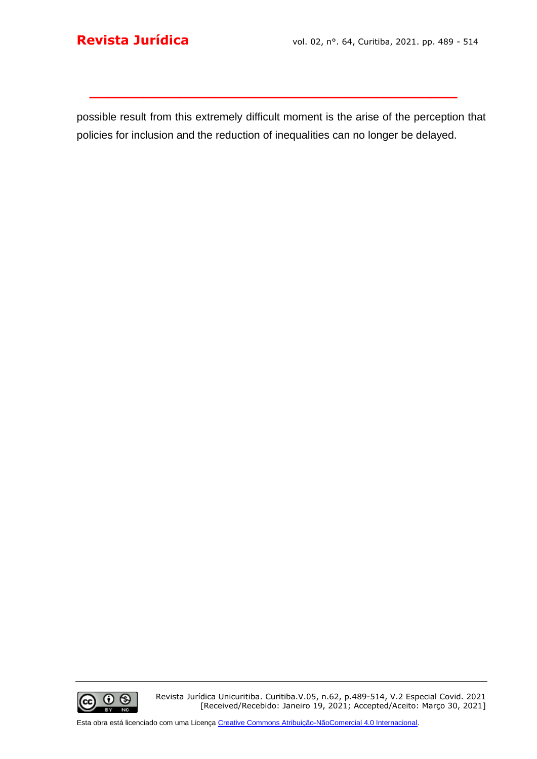possible result from this extremely difficult moment is the arise of the perception that policies for inclusion and the reduction of inequalities can no longer be delayed.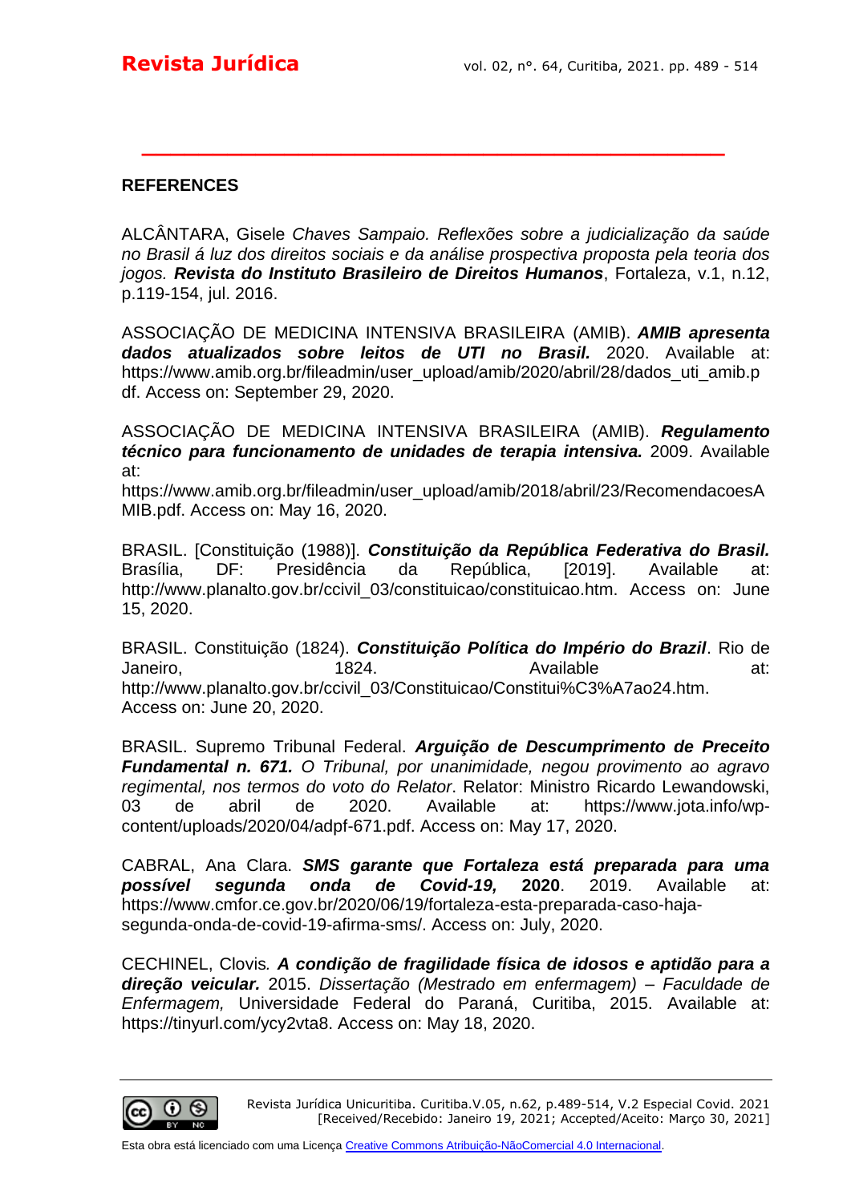## REFERENCES

ALCÂNTARA, Gisele *Chaves Sampaio. Reflexões sobre a judicialização da saúde no Brasil á luz dos direitos sociais e da análise prospectiva proposta pela teoria dos jogos.* ***Revista do Instituto Brasileiro de Direitos Humanos***, Fortaleza, v.1, n.12, p.119-154, jul. 2016.

ASSOCIAÇÃO DE MEDICINA INTENSIVA BRASILEIRA (AMIB). ***AMIB apresenta dados atualizados sobre leitos de UTI no Brasil.*** 2020. Available at: https://www.amib.org.br/fileadmin/user_upload/amib/2020/abril/28/dados_uti_amib.pdf. Access on: September 29, 2020.

ASSOCIAÇÃO DE MEDICINA INTENSIVA BRASILEIRA (AMIB). ***Regulamento técnico para funcionamento de unidades de terapia intensiva.*** 2009. Available at: https://www.amib.org.br/fileadmin/user_upload/amib/2018/abril/23/RecomendacoesAMIB.pdf. Access on: May 16, 2020.

BRASIL. [Constituição (1988)]. ***Constituição da República Federativa do Brasil.*** Brasília, DF: Presidência da República, [2019]. Available at: http://www.planalto.gov.br/ccivil_03/constituicao/constituicao.htm. Access on: June 15, 2020.

BRASIL. Constituição (1824). ***Constituição Política do Império do Brazil***. Rio de Janeiro, 1824. Available at: http://www.planalto.gov.br/ccivil_03/Constituicao/Constitui%C3%A7ao24.htm. Access on: June 20, 2020.

BRASIL. Supremo Tribunal Federal. ***Arguição de Descumprimento de Preceito Fundamental n. 671.*** *O Tribunal, por unanimidade, negou provimento ao agravo regimental, nos termos do voto do Relator*. Relator: Ministro Ricardo Lewandowski, 03 de abril de 2020. Available at: https://www.jota.info/wp-content/uploads/2020/04/adpf-671.pdf. Access on: May 17, 2020.

CABRAL, Ana Clara. ***SMS garante que Fortaleza está preparada para uma possível segunda onda de Covid-19,* 2020**. 2019. Available at: https://www.cmfor.ce.gov.br/2020/06/19/fortaleza-esta-preparada-caso-haja-segunda-onda-de-covid-19-afirma-sms/. Access on: July, 2020.

CECHINEL, Clovis*.* ***A condição de fragilidade física de idosos e aptidão para a direção veicular.*** 2015. *Dissertação (Mestrado em enfermagem) – Faculdade de Enfermagem,* Universidade Federal do Paraná, Curitiba, 2015. Available at: https://tinyurl.com/ycy2vta8. Access on: May 18, 2020.

Revista Jurídica Unicuritiba. Curitiba.V.05, n.62, p.489-514, V.2 Especial Covid. 2021
[Received/Recebido: Janeiro 19, 2021; Accepted/Aceito: Março 30, 2021]

Esta obra está licenciado com uma Licença Creative Commons Atribuição-NãoComercial 4.0 Internacional.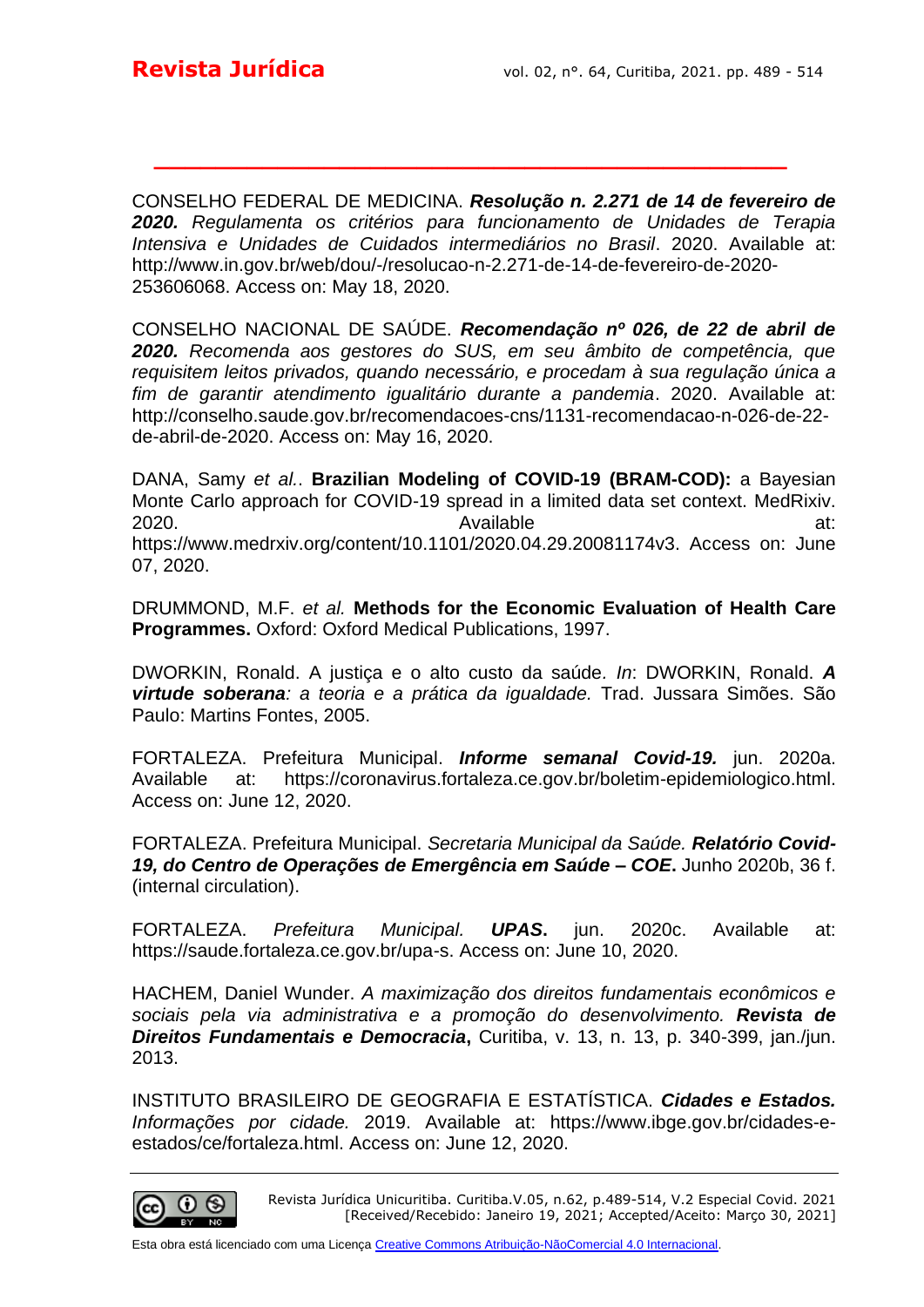CONSELHO FEDERAL DE MEDICINA. ***Resolução n. 2.271 de 14 de fevereiro de 2020.*** *Regulamenta os critérios para funcionamento de Unidades de Terapia Intensiva e Unidades de Cuidados intermediários no Brasil*. 2020. Available at: http://www.in.gov.br/web/dou/-/resolucao-n-2.271-de-14-de-fevereiro-de-2020-253606068. Access on: May 18, 2020.

CONSELHO NACIONAL DE SAÚDE. ***Recomendação nº 026, de 22 de abril de 2020.*** *Recomenda aos gestores do SUS, em seu âmbito de competência, que requisitem leitos privados, quando necessário, e procedam à sua regulação única a fim de garantir atendimento igualitário durante a pandemia*. 2020. Available at: http://conselho.saude.gov.br/recomendacoes-cns/1131-recomendacao-n-026-de-22-de-abril-de-2020. Access on: May 16, 2020.

DANA, Samy *et al.*. **Brazilian Modeling of COVID-19 (BRAM-COD):** a Bayesian Monte Carlo approach for COVID-19 spread in a limited data set context. MedRixiv. 2020. Available at: https://www.medrxiv.org/content/10.1101/2020.04.29.20081174v3. Access on: June 07, 2020.

DRUMMOND, M.F. *et al.* **Methods for the Economic Evaluation of Health Care Programmes.** Oxford: Oxford Medical Publications, 1997.

DWORKIN, Ronald. A justiça e o alto custo da saúde*.* *In*: DWORKIN, Ronald. ***A virtude soberana****: a teoria e a prática da igualdade.* Trad. Jussara Simões. São Paulo: Martins Fontes, 2005.

FORTALEZA. Prefeitura Municipal. ***Informe semanal Covid-19.*** jun. 2020a. Available at: https://coronavirus.fortaleza.ce.gov.br/boletim-epidemiologico.html. Access on: June 12, 2020.

FORTALEZA. Prefeitura Municipal. *Secretaria Municipal da Saúde.* ***Relatório Covid-19, do Centro de Operações de Emergência em Saúde – COE*****.** Junho 2020b, 36 f. (internal circulation).

FORTALEZA. *Prefeitura Municipal.* ***UPAS*****.** jun. 2020c. Available at: https://saude.fortaleza.ce.gov.br/upa-s. Access on: June 10, 2020.

HACHEM, Daniel Wunder. *A maximização dos direitos fundamentais econômicos e sociais pela via administrativa e a promoção do desenvolvimento.* ***Revista de Direitos Fundamentais e Democracia*****,** Curitiba, v. 13, n. 13, p. 340-399, jan./jun. 2013.

INSTITUTO BRASILEIRO DE GEOGRAFIA E ESTATÍSTICA. ***Cidades e Estados.*** *Informações por cidade.* 2019. Available at: https://www.ibge.gov.br/cidades-e-estados/ce/fortaleza.html. Access on: June 12, 2020.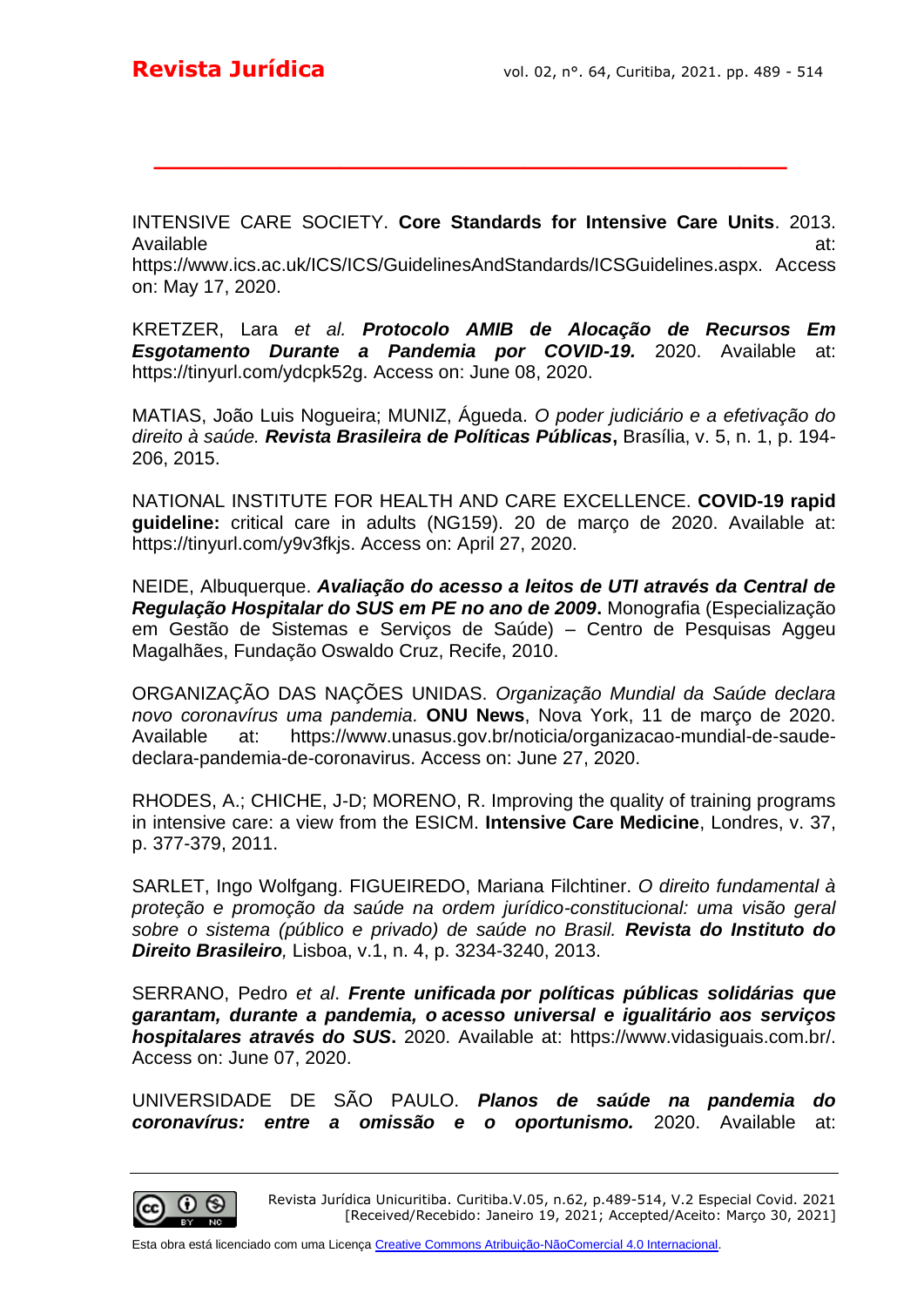INTENSIVE CARE SOCIETY. **Core Standards for Intensive Care Units**. 2013. Available at: https://www.ics.ac.uk/ICS/ICS/GuidelinesAndStandards/ICSGuidelines.aspx. Access on: May 17, 2020.

KRETZER, Lara *et al.* ***Protocolo AMIB de Alocação de Recursos Em Esgotamento Durante a Pandemia por COVID-19.*** 2020. Available at: https://tinyurl.com/ydcpk52g. Access on: June 08, 2020.

MATIAS, João Luis Nogueira; MUNIZ, Águeda. *O poder judiciário e a efetivação do direito à saúde.* ***Revista Brasileira de Políticas Públicas*****,** Brasília, v. 5, n. 1, p. 194-206, 2015.

NATIONAL INSTITUTE FOR HEALTH AND CARE EXCELLENCE. **COVID-19 rapid guideline:** critical care in adults (NG159). 20 de março de 2020. Available at: https://tinyurl.com/y9v3fkjs. Access on: April 27, 2020.

NEIDE, Albuquerque. ***Avaliação do acesso a leitos de UTI através da Central de Regulação Hospitalar do SUS em PE no ano de 2009*****.** Monografia (Especialização em Gestão de Sistemas e Serviços de Saúde) – Centro de Pesquisas Aggeu Magalhães, Fundação Oswaldo Cruz, Recife, 2010.

ORGANIZAÇÃO DAS NAÇÕES UNIDAS. *Organização Mundial da Saúde declara novo coronavírus uma pandemia.* **ONU News**, Nova York, 11 de março de 2020. Available at: https://www.unasus.gov.br/noticia/organizacao-mundial-de-saude-declara-pandemia-de-coronavirus. Access on: June 27, 2020.

RHODES, A.; CHICHE, J-D; MORENO, R. Improving the quality of training programs in intensive care: a view from the ESICM. **Intensive Care Medicine**, Londres, v. 37, p. 377-379, 2011.

SARLET, Ingo Wolfgang. FIGUEIREDO, Mariana Filchtiner. *O direito fundamental à proteção e promoção da saúde na ordem jurídico-constitucional: uma visão geral sobre o sistema (público e privado) de saúde no Brasil.* ***Revista do Instituto do Direito Brasileiro****,* Lisboa, v.1, n. 4, p. 3234-3240, 2013.

SERRANO, Pedro *et al*. ***Frente unificada por políticas públicas solidárias que garantam, durante a pandemia, o acesso universal e igualitário aos serviços hospitalares através do SUS*****.** 2020. Available at: https://www.vidasiguais.com.br/. Access on: June 07, 2020.

UNIVERSIDADE DE SÃO PAULO. ***Planos de saúde na pandemia do coronavírus: entre a omissão e o oportunismo.*** 2020. Available at: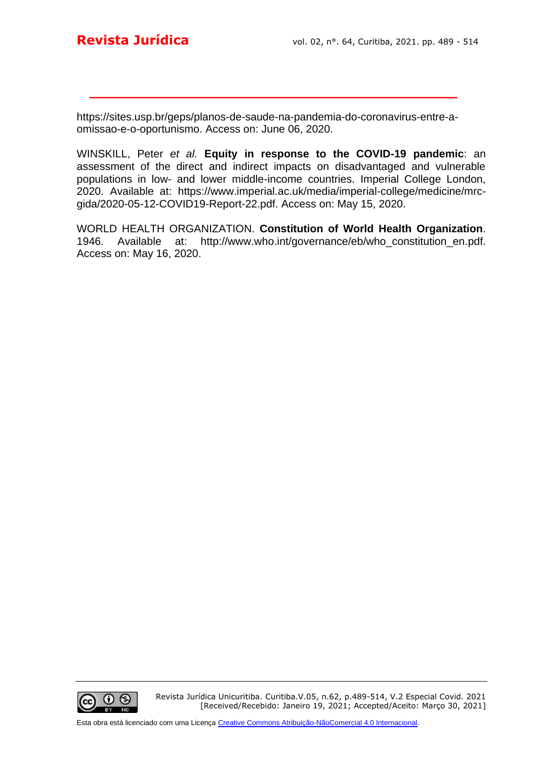https://sites.usp.br/geps/planos-de-saude-na-pandemia-do-coronavirus-entre-a-omissao-e-o-oportunismo. Access on: June 06, 2020.

WINSKILL, Peter *et al.* **Equity in response to the COVID-19 pandemic**: an assessment of the direct and indirect impacts on disadvantaged and vulnerable populations in low- and lower middle-income countries. Imperial College London, 2020. Available at: https://www.imperial.ac.uk/media/imperial-college/medicine/mrc-gida/2020-05-12-COVID19-Report-22.pdf. Access on: May 15, 2020.

WORLD HEALTH ORGANIZATION. **Constitution of World Health Organization**. 1946. Available at: http://www.who.int/governance/eb/who_constitution_en.pdf. Access on: May 16, 2020.